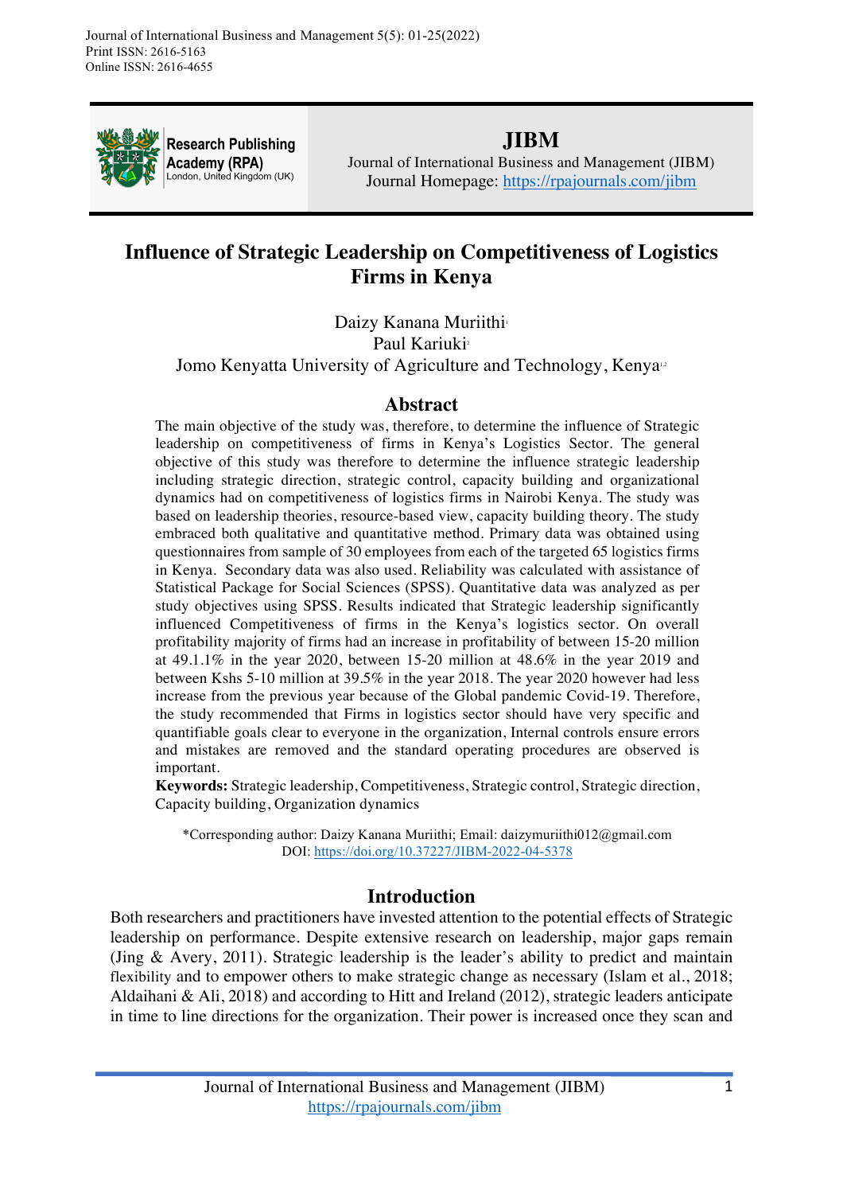# Influence of Strategic Leadership on Competitiveness of Logistics Firms in Kenya

Daizy Kanana Muriithi[1]
Paul Kariuki[2]
Jomo Kenyatta University of Agriculture and Technology, Kenya[1,2]

## Abstract

The main objective of the study was, therefore, to determine the influence of Strategic leadership on competitiveness of firms in Kenya's Logistics Sector. The general objective of this study was therefore to determine the influence strategic leadership including strategic direction, strategic control, capacity building and organizational dynamics had on competitiveness of logistics firms in Nairobi Kenya. The study was based on leadership theories, resource-based view, capacity building theory. The study embraced both qualitative and quantitative method. Primary data was obtained using questionnaires from sample of 30 employees from each of the targeted 65 logistics firms in Kenya. Secondary data was also used. Reliability was calculated with assistance of Statistical Package for Social Sciences (SPSS). Quantitative data was analyzed as per study objectives using SPSS. Results indicated that Strategic leadership significantly influenced Competitiveness of firms in the Kenya's logistics sector. On overall profitability majority of firms had an increase in profitability of between 15-20 million at 49.1.1% in the year 2020, between 15-20 million at 48.6% in the year 2019 and between Kshs 5-10 million at 39.5% in the year 2018. The year 2020 however had less increase from the previous year because of the Global pandemic Covid-19. Therefore, the study recommended that Firms in logistics sector should have very specific and quantifiable goals clear to everyone in the organization, Internal controls ensure errors and mistakes are removed and the standard operating procedures are observed is important.

**Keywords:** Strategic leadership, Competitiveness, Strategic control, Strategic direction, Capacity building, Organization dynamics

*Corresponding author: Daizy Kanana Muriithi; Email: daizymuriithi012@gmail.com
DOI: https://doi.org/10.37227/JIBM-2022-04-5378

## Introduction

Both researchers and practitioners have invested attention to the potential effects of Strategic leadership on performance. Despite extensive research on leadership, major gaps remain (Jing & Avery, 2011). Strategic leadership is the leader's ability to predict and maintain flexibility and to empower others to make strategic change as necessary (Islam et al., 2018; Aldaihani & Ali, 2018) and according to Hitt and Ireland (2012), strategic leaders anticipate in time to line directions for the organization. Their power is increased once they scan and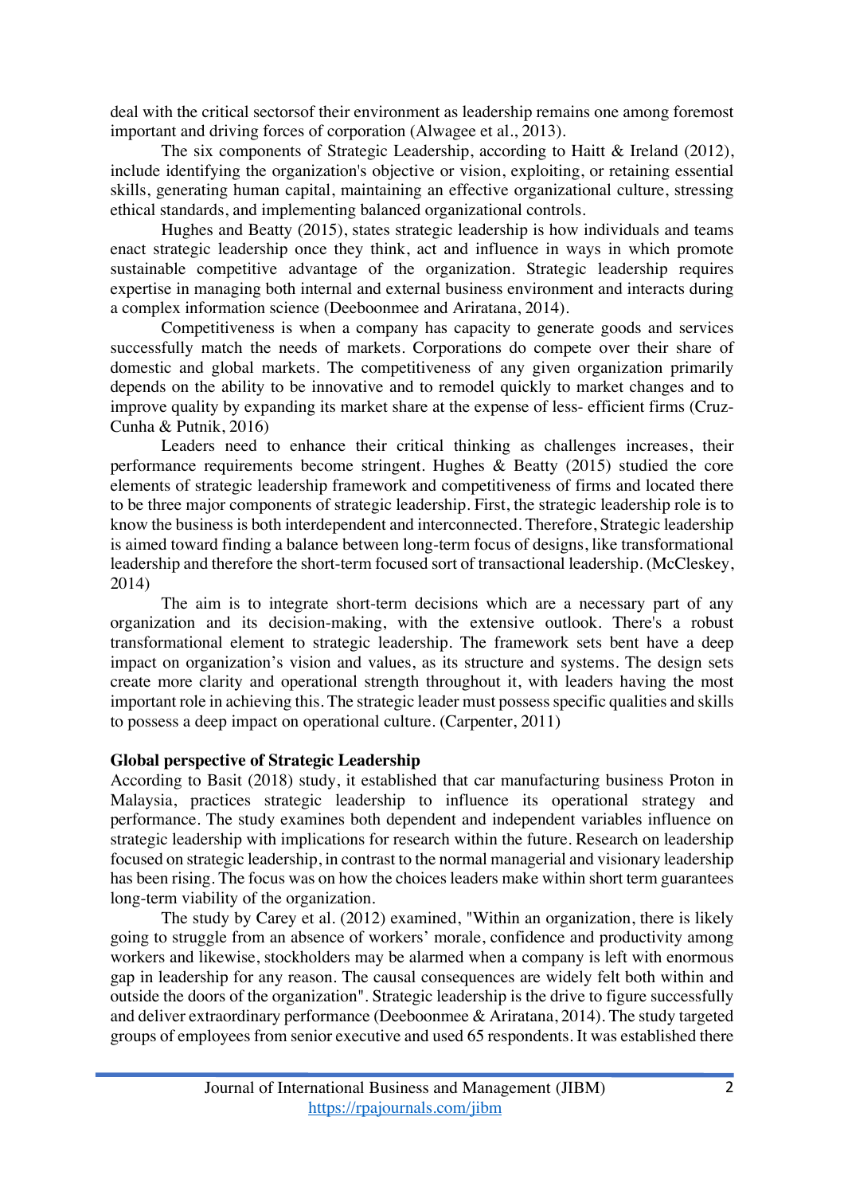deal with the critical sectorsof their environment as leadership remains one among foremost important and driving forces of corporation (Alwagee et al., 2013).

The six components of Strategic Leadership, according to Haitt & Ireland (2012), include identifying the organization's objective or vision, exploiting, or retaining essential skills, generating human capital, maintaining an effective organizational culture, stressing ethical standards, and implementing balanced organizational controls.

Hughes and Beatty (2015), states strategic leadership is how individuals and teams enact strategic leadership once they think, act and influence in ways in which promote sustainable competitive advantage of the organization. Strategic leadership requires expertise in managing both internal and external business environment and interacts during a complex information science (Deeboonmee and Ariratana, 2014).

Competitiveness is when a company has capacity to generate goods and services successfully match the needs of markets. Corporations do compete over their share of domestic and global markets. The competitiveness of any given organization primarily depends on the ability to be innovative and to remodel quickly to market changes and to improve quality by expanding its market share at the expense of less- efficient firms (Cruz-Cunha & Putnik, 2016)

Leaders need to enhance their critical thinking as challenges increases, their performance requirements become stringent. Hughes & Beatty (2015) studied the core elements of strategic leadership framework and competitiveness of firms and located there to be three major components of strategic leadership. First, the strategic leadership role is to know the business is both interdependent and interconnected. Therefore, Strategic leadership is aimed toward finding a balance between long-term focus of designs, like transformational leadership and therefore the short-term focused sort of transactional leadership. (McCleskey, 2014)

The aim is to integrate short-term decisions which are a necessary part of any organization and its decision-making, with the extensive outlook. There's a robust transformational element to strategic leadership. The framework sets bent have a deep impact on organization's vision and values, as its structure and systems. The design sets create more clarity and operational strength throughout it, with leaders having the most important role in achieving this. The strategic leader must possess specific qualities and skills to possess a deep impact on operational culture. (Carpenter, 2011)

**Global perspective of Strategic Leadership**

According to Basit (2018) study, it established that car manufacturing business Proton in Malaysia, practices strategic leadership to influence its operational strategy and performance. The study examines both dependent and independent variables influence on strategic leadership with implications for research within the future. Research on leadership focused on strategic leadership, in contrast to the normal managerial and visionary leadership has been rising. The focus was on how the choices leaders make within short term guarantees long-term viability of the organization.

The study by Carey et al. (2012) examined, "Within an organization, there is likely going to struggle from an absence of workers' morale, confidence and productivity among workers and likewise, stockholders may be alarmed when a company is left with enormous gap in leadership for any reason. The causal consequences are widely felt both within and outside the doors of the organization". Strategic leadership is the drive to figure successfully and deliver extraordinary performance (Deeboonmee & Ariratana, 2014). The study targeted groups of employees from senior executive and used 65 respondents. It was established there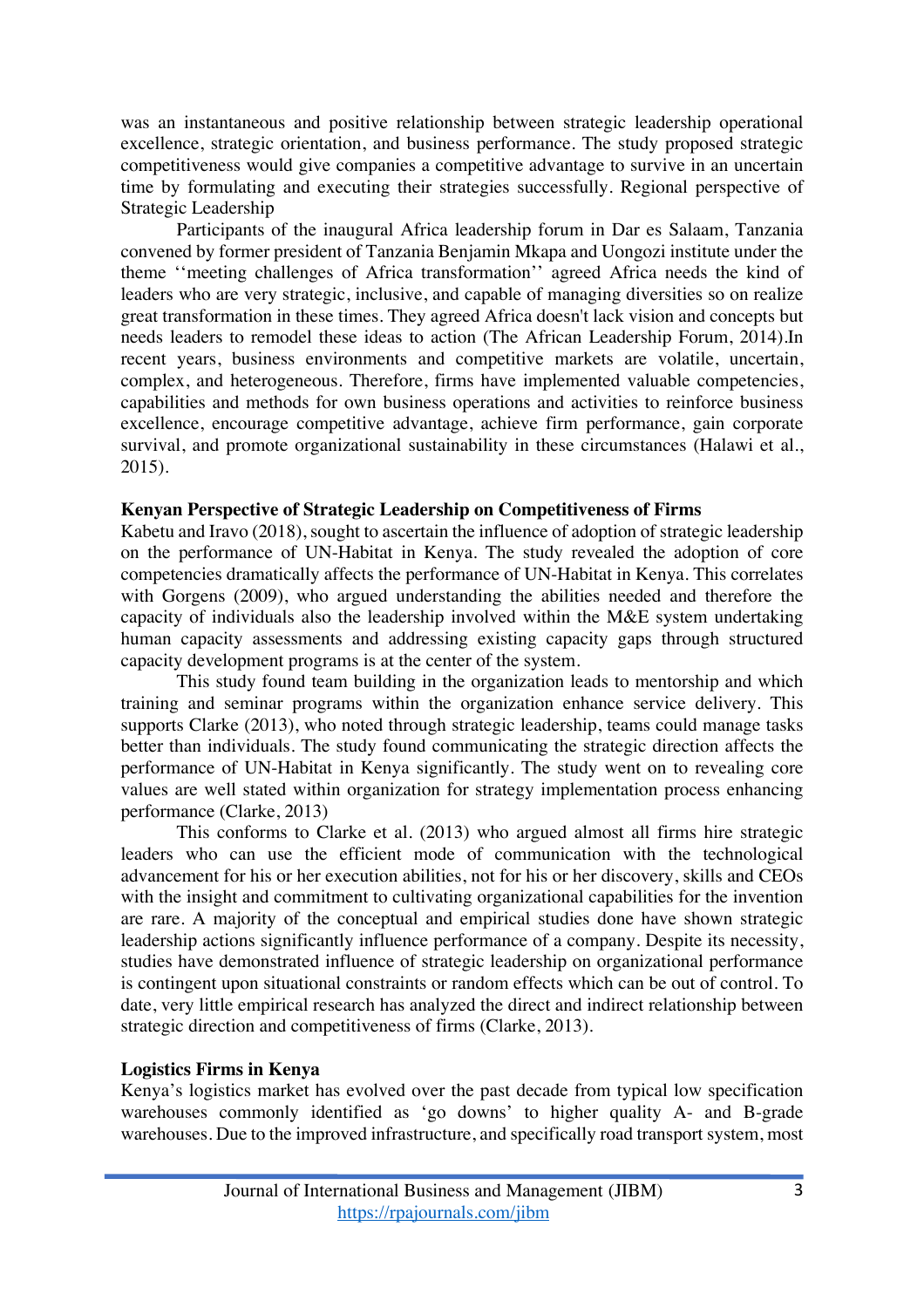was an instantaneous and positive relationship between strategic leadership operational excellence, strategic orientation, and business performance. The study proposed strategic competitiveness would give companies a competitive advantage to survive in an uncertain time by formulating and executing their strategies successfully. Regional perspective of Strategic Leadership

Participants of the inaugural Africa leadership forum in Dar es Salaam, Tanzania convened by former president of Tanzania Benjamin Mkapa and Uongozi institute under the theme ''meeting challenges of Africa transformation'' agreed Africa needs the kind of leaders who are very strategic, inclusive, and capable of managing diversities so on realize great transformation in these times. They agreed Africa doesn't lack vision and concepts but needs leaders to remodel these ideas to action (The African Leadership Forum, 2014).In recent years, business environments and competitive markets are volatile, uncertain, complex, and heterogeneous. Therefore, firms have implemented valuable competencies, capabilities and methods for own business operations and activities to reinforce business excellence, encourage competitive advantage, achieve firm performance, gain corporate survival, and promote organizational sustainability in these circumstances (Halawi et al., 2015).

**Kenyan Perspective of Strategic Leadership on Competitiveness of Firms**

Kabetu and Iravo (2018), sought to ascertain the influence of adoption of strategic leadership on the performance of UN-Habitat in Kenya. The study revealed the adoption of core competencies dramatically affects the performance of UN-Habitat in Kenya. This correlates with Gorgens (2009), who argued understanding the abilities needed and therefore the capacity of individuals also the leadership involved within the M&E system undertaking human capacity assessments and addressing existing capacity gaps through structured capacity development programs is at the center of the system.

This study found team building in the organization leads to mentorship and which training and seminar programs within the organization enhance service delivery. This supports Clarke (2013), who noted through strategic leadership, teams could manage tasks better than individuals. The study found communicating the strategic direction affects the performance of UN-Habitat in Kenya significantly. The study went on to revealing core values are well stated within organization for strategy implementation process enhancing performance (Clarke, 2013)

This conforms to Clarke et al. (2013) who argued almost all firms hire strategic leaders who can use the efficient mode of communication with the technological advancement for his or her execution abilities, not for his or her discovery, skills and CEOs with the insight and commitment to cultivating organizational capabilities for the invention are rare. A majority of the conceptual and empirical studies done have shown strategic leadership actions significantly influence performance of a company. Despite its necessity, studies have demonstrated influence of strategic leadership on organizational performance is contingent upon situational constraints or random effects which can be out of control. To date, very little empirical research has analyzed the direct and indirect relationship between strategic direction and competitiveness of firms (Clarke, 2013).

**Logistics Firms in Kenya**

Kenya's logistics market has evolved over the past decade from typical low specification warehouses commonly identified as 'go downs' to higher quality A- and B-grade warehouses. Due to the improved infrastructure, and specifically road transport system, most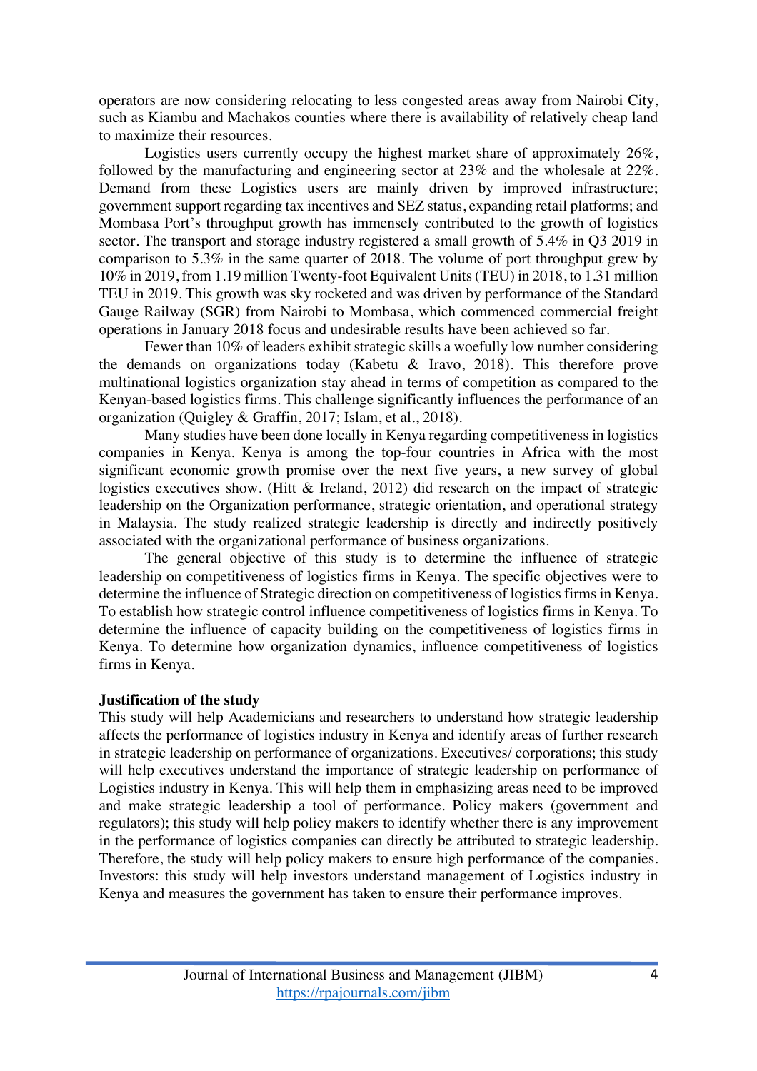operators are now considering relocating to less congested areas away from Nairobi City, such as Kiambu and Machakos counties where there is availability of relatively cheap land to maximize their resources.

Logistics users currently occupy the highest market share of approximately 26%, followed by the manufacturing and engineering sector at 23% and the wholesale at 22%. Demand from these Logistics users are mainly driven by improved infrastructure; government support regarding tax incentives and SEZ status, expanding retail platforms; and Mombasa Port's throughput growth has immensely contributed to the growth of logistics sector. The transport and storage industry registered a small growth of 5.4% in Q3 2019 in comparison to 5.3% in the same quarter of 2018. The volume of port throughput grew by 10% in 2019, from 1.19 million Twenty-foot Equivalent Units (TEU) in 2018, to 1.31 million TEU in 2019. This growth was sky rocketed and was driven by performance of the Standard Gauge Railway (SGR) from Nairobi to Mombasa, which commenced commercial freight operations in January 2018 focus and undesirable results have been achieved so far.

Fewer than 10% of leaders exhibit strategic skills a woefully low number considering the demands on organizations today (Kabetu & Iravo, 2018). This therefore prove multinational logistics organization stay ahead in terms of competition as compared to the Kenyan-based logistics firms. This challenge significantly influences the performance of an organization (Quigley & Graffin, 2017; Islam, et al., 2018).

Many studies have been done locally in Kenya regarding competitiveness in logistics companies in Kenya. Kenya is among the top-four countries in Africa with the most significant economic growth promise over the next five years, a new survey of global logistics executives show. (Hitt & Ireland, 2012) did research on the impact of strategic leadership on the Organization performance, strategic orientation, and operational strategy in Malaysia. The study realized strategic leadership is directly and indirectly positively associated with the organizational performance of business organizations.

The general objective of this study is to determine the influence of strategic leadership on competitiveness of logistics firms in Kenya. The specific objectives were to determine the influence of Strategic direction on competitiveness of logistics firms in Kenya. To establish how strategic control influence competitiveness of logistics firms in Kenya. To determine the influence of capacity building on the competitiveness of logistics firms in Kenya. To determine how organization dynamics, influence competitiveness of logistics firms in Kenya.

**Justification of the study**

This study will help Academicians and researchers to understand how strategic leadership affects the performance of logistics industry in Kenya and identify areas of further research in strategic leadership on performance of organizations. Executives/ corporations; this study will help executives understand the importance of strategic leadership on performance of Logistics industry in Kenya. This will help them in emphasizing areas need to be improved and make strategic leadership a tool of performance. Policy makers (government and regulators); this study will help policy makers to identify whether there is any improvement in the performance of logistics companies can directly be attributed to strategic leadership. Therefore, the study will help policy makers to ensure high performance of the companies. Investors: this study will help investors understand management of Logistics industry in Kenya and measures the government has taken to ensure their performance improves.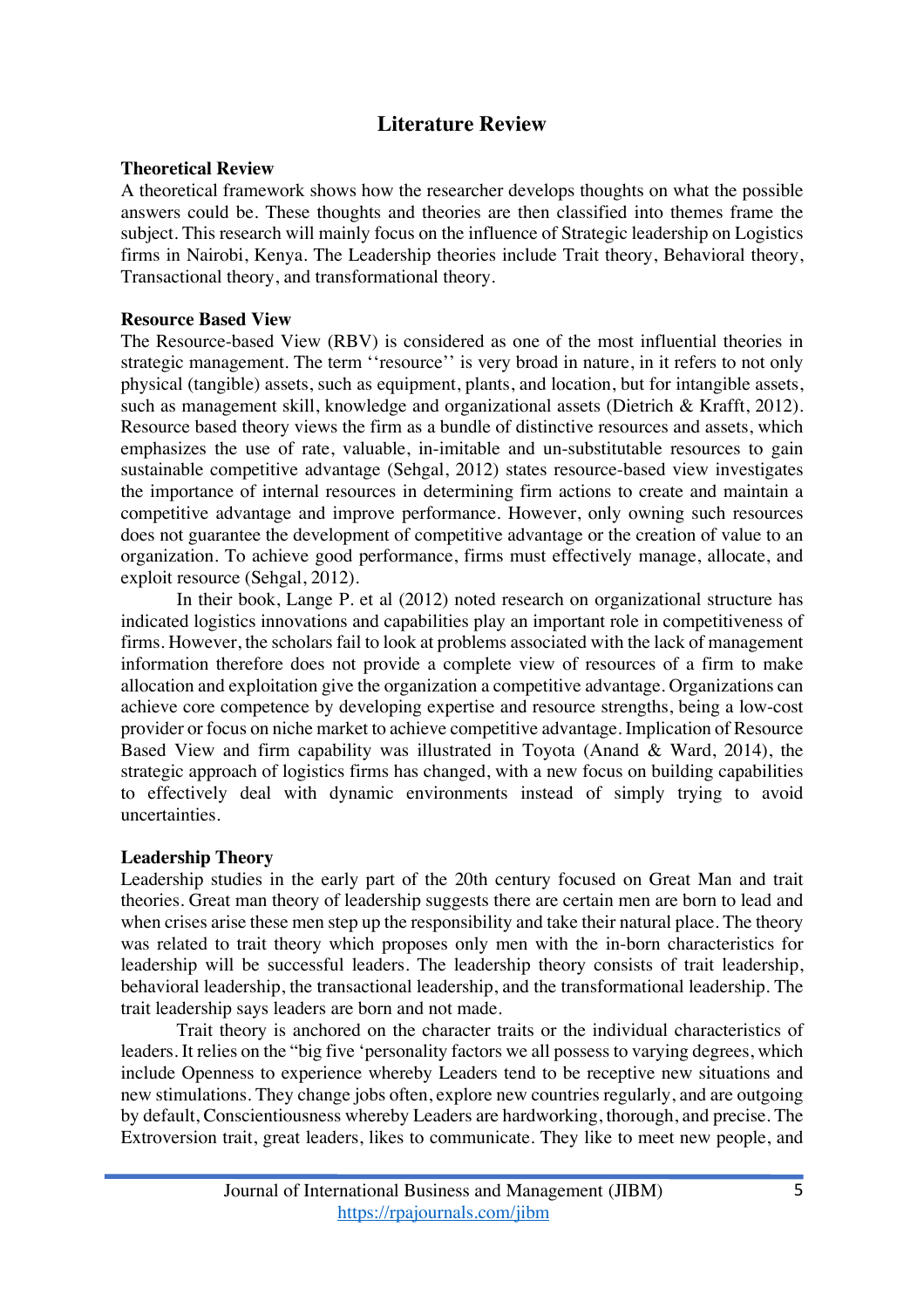## Literature Review

### Theoretical Review

A theoretical framework shows how the researcher develops thoughts on what the possible answers could be. These thoughts and theories are then classified into themes frame the subject. This research will mainly focus on the influence of Strategic leadership on Logistics firms in Nairobi, Kenya. The Leadership theories include Trait theory, Behavioral theory, Transactional theory, and transformational theory.

### Resource Based View

The Resource-based View (RBV) is considered as one of the most influential theories in strategic management. The term ''resource'' is very broad in nature, in it refers to not only physical (tangible) assets, such as equipment, plants, and location, but for intangible assets, such as management skill, knowledge and organizational assets (Dietrich & Krafft, 2012). Resource based theory views the firm as a bundle of distinctive resources and assets, which emphasizes the use of rate, valuable, in-imitable and un-substitutable resources to gain sustainable competitive advantage (Sehgal, 2012) states resource-based view investigates the importance of internal resources in determining firm actions to create and maintain a competitive advantage and improve performance. However, only owning such resources does not guarantee the development of competitive advantage or the creation of value to an organization. To achieve good performance, firms must effectively manage, allocate, and exploit resource (Sehgal, 2012).

In their book, Lange P. et al (2012) noted research on organizational structure has indicated logistics innovations and capabilities play an important role in competitiveness of firms. However, the scholars fail to look at problems associated with the lack of management information therefore does not provide a complete view of resources of a firm to make allocation and exploitation give the organization a competitive advantage. Organizations can achieve core competence by developing expertise and resource strengths, being a low-cost provider or focus on niche market to achieve competitive advantage. Implication of Resource Based View and firm capability was illustrated in Toyota (Anand & Ward, 2014), the strategic approach of logistics firms has changed, with a new focus on building capabilities to effectively deal with dynamic environments instead of simply trying to avoid uncertainties.

### Leadership Theory

Leadership studies in the early part of the 20th century focused on Great Man and trait theories. Great man theory of leadership suggests there are certain men are born to lead and when crises arise these men step up the responsibility and take their natural place. The theory was related to trait theory which proposes only men with the in-born characteristics for leadership will be successful leaders. The leadership theory consists of trait leadership, behavioral leadership, the transactional leadership, and the transformational leadership. The trait leadership says leaders are born and not made.

Trait theory is anchored on the character traits or the individual characteristics of leaders. It relies on the "big five 'personality factors we all possess to varying degrees, which include Openness to experience whereby Leaders tend to be receptive new situations and new stimulations. They change jobs often, explore new countries regularly, and are outgoing by default, Conscientiousness whereby Leaders are hardworking, thorough, and precise. The Extroversion trait, great leaders, likes to communicate. They like to meet new people, and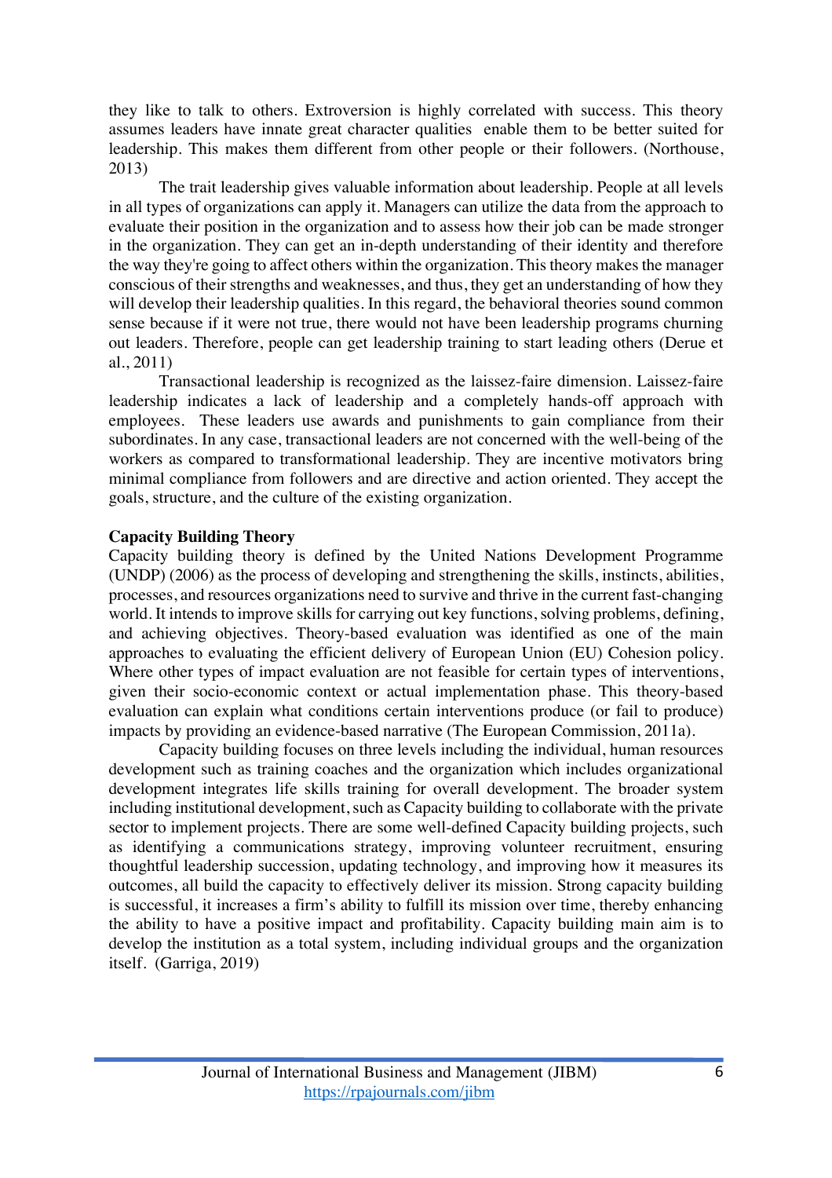they like to talk to others. Extroversion is highly correlated with success. This theory assumes leaders have innate great character qualities enable them to be better suited for leadership. This makes them different from other people or their followers. (Northouse, 2013)

The trait leadership gives valuable information about leadership. People at all levels in all types of organizations can apply it. Managers can utilize the data from the approach to evaluate their position in the organization and to assess how their job can be made stronger in the organization. They can get an in-depth understanding of their identity and therefore the way they're going to affect others within the organization. This theory makes the manager conscious of their strengths and weaknesses, and thus, they get an understanding of how they will develop their leadership qualities. In this regard, the behavioral theories sound common sense because if it were not true, there would not have been leadership programs churning out leaders. Therefore, people can get leadership training to start leading others (Derue et al., 2011)

Transactional leadership is recognized as the laissez-faire dimension. Laissez-faire leadership indicates a lack of leadership and a completely hands-off approach with employees. These leaders use awards and punishments to gain compliance from their subordinates. In any case, transactional leaders are not concerned with the well-being of the workers as compared to transformational leadership. They are incentive motivators bring minimal compliance from followers and are directive and action oriented. They accept the goals, structure, and the culture of the existing organization.

**Capacity Building Theory**

Capacity building theory is defined by the United Nations Development Programme (UNDP) (2006) as the process of developing and strengthening the skills, instincts, abilities, processes, and resources organizations need to survive and thrive in the current fast-changing world. It intends to improve skills for carrying out key functions, solving problems, defining, and achieving objectives. Theory-based evaluation was identified as one of the main approaches to evaluating the efficient delivery of European Union (EU) Cohesion policy. Where other types of impact evaluation are not feasible for certain types of interventions, given their socio-economic context or actual implementation phase. This theory-based evaluation can explain what conditions certain interventions produce (or fail to produce) impacts by providing an evidence-based narrative (The European Commission, 2011a).

Capacity building focuses on three levels including the individual, human resources development such as training coaches and the organization which includes organizational development integrates life skills training for overall development. The broader system including institutional development, such as Capacity building to collaborate with the private sector to implement projects. There are some well-defined Capacity building projects, such as identifying a communications strategy, improving volunteer recruitment, ensuring thoughtful leadership succession, updating technology, and improving how it measures its outcomes, all build the capacity to effectively deliver its mission. Strong capacity building is successful, it increases a firm's ability to fulfill its mission over time, thereby enhancing the ability to have a positive impact and profitability. Capacity building main aim is to develop the institution as a total system, including individual groups and the organization itself. (Garriga, 2019)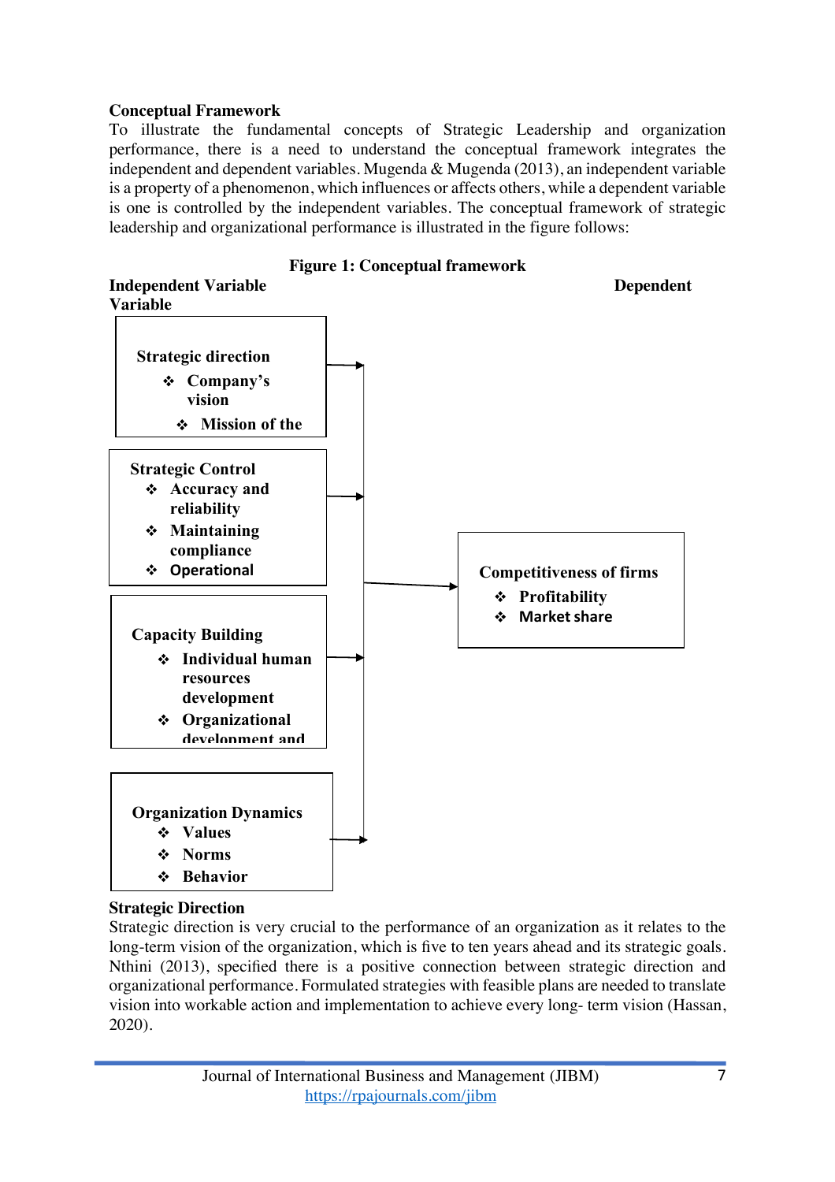**Conceptual Framework**

To illustrate the fundamental concepts of Strategic Leadership and organization performance, there is a need to understand the conceptual framework integrates the independent and dependent variables. Mugenda & Mugenda (2013), an independent variable is a property of a phenomenon, which influences or affects others, while a dependent variable is one is controlled by the independent variables. The conceptual framework of strategic leadership and organizational performance is illustrated in the figure follows:

**Figure 1: Conceptual framework**

**Independent Variable** **Dependent Variable**

**Strategic direction**

- Company's vision
- Mission of the

**Strategic Control**

- Accuracy and reliability
- Maintaining compliance
- Operational

**Capacity Building**

- Individual human resources development
- Organizational development and

**Organization Dynamics**

- Values
- Norms
- Behavior

**Competitiveness of firms**

- Profitability
- Market share

**Strategic Direction**

Strategic direction is very crucial to the performance of an organization as it relates to the long-term vision of the organization, which is five to ten years ahead and its strategic goals. Nthini (2013), specified there is a positive connection between strategic direction and organizational performance. Formulated strategies with feasible plans are needed to translate vision into workable action and implementation to achieve every long- term vision (Hassan, 2020).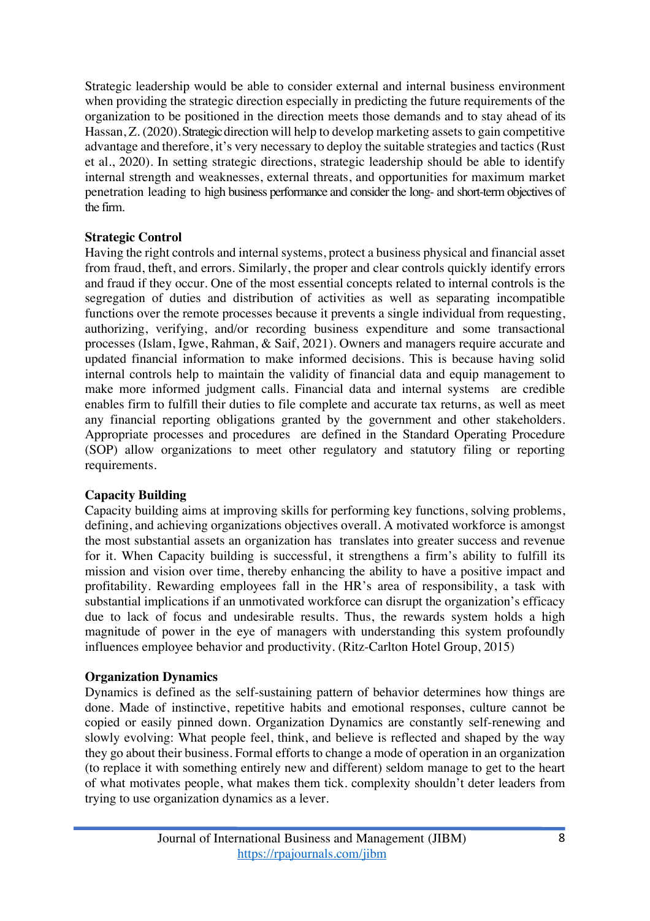Strategic leadership would be able to consider external and internal business environment when providing the strategic direction especially in predicting the future requirements of the organization to be positioned in the direction meets those demands and to stay ahead of its Hassan, Z. (2020). Strategic direction will help to develop marketing assets to gain competitive advantage and therefore, it's very necessary to deploy the suitable strategies and tactics (Rust et al., 2020). In setting strategic directions, strategic leadership should be able to identify internal strength and weaknesses, external threats, and opportunities for maximum market penetration leading to high business performance and consider the long- and short-term objectives of the firm.

**Strategic Control**

Having the right controls and internal systems, protect a business physical and financial asset from fraud, theft, and errors. Similarly, the proper and clear controls quickly identify errors and fraud if they occur. One of the most essential concepts related to internal controls is the segregation of duties and distribution of activities as well as separating incompatible functions over the remote processes because it prevents a single individual from requesting, authorizing, verifying, and/or recording business expenditure and some transactional processes (Islam, Igwe, Rahman, & Saif, 2021). Owners and managers require accurate and updated financial information to make informed decisions. This is because having solid internal controls help to maintain the validity of financial data and equip management to make more informed judgment calls. Financial data and internal systems are credible enables firm to fulfill their duties to file complete and accurate tax returns, as well as meet any financial reporting obligations granted by the government and other stakeholders. Appropriate processes and procedures are defined in the Standard Operating Procedure (SOP) allow organizations to meet other regulatory and statutory filing or reporting requirements.

**Capacity Building**

Capacity building aims at improving skills for performing key functions, solving problems, defining, and achieving organizations objectives overall. A motivated workforce is amongst the most substantial assets an organization has translates into greater success and revenue for it. When Capacity building is successful, it strengthens a firm's ability to fulfill its mission and vision over time, thereby enhancing the ability to have a positive impact and profitability. Rewarding employees fall in the HR's area of responsibility, a task with substantial implications if an unmotivated workforce can disrupt the organization's efficacy due to lack of focus and undesirable results. Thus, the rewards system holds a high magnitude of power in the eye of managers with understanding this system profoundly influences employee behavior and productivity. (Ritz-Carlton Hotel Group, 2015)

**Organization Dynamics**

Dynamics is defined as the self-sustaining pattern of behavior determines how things are done. Made of instinctive, repetitive habits and emotional responses, culture cannot be copied or easily pinned down. Organization Dynamics are constantly self-renewing and slowly evolving: What people feel, think, and believe is reflected and shaped by the way they go about their business. Formal efforts to change a mode of operation in an organization (to replace it with something entirely new and different) seldom manage to get to the heart of what motivates people, what makes them tick. complexity shouldn't deter leaders from trying to use organization dynamics as a lever.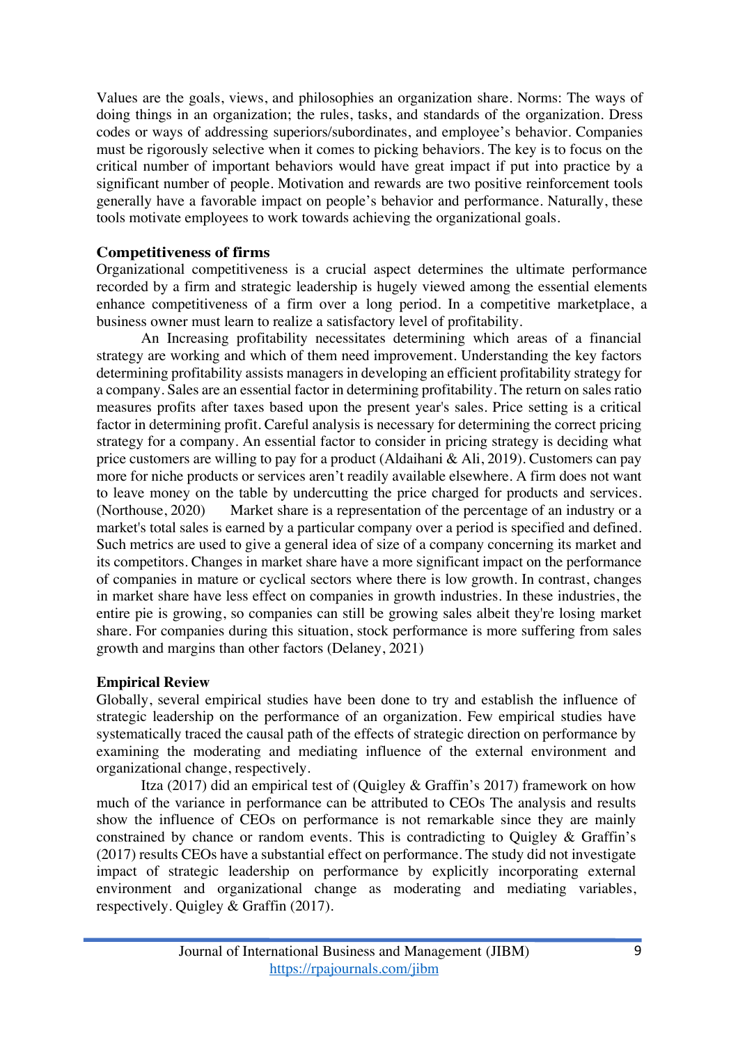Values are the goals, views, and philosophies an organization share. Norms: The ways of doing things in an organization; the rules, tasks, and standards of the organization. Dress codes or ways of addressing superiors/subordinates, and employee's behavior. Companies must be rigorously selective when it comes to picking behaviors. The key is to focus on the critical number of important behaviors would have great impact if put into practice by a significant number of people. Motivation and rewards are two positive reinforcement tools generally have a favorable impact on people's behavior and performance. Naturally, these tools motivate employees to work towards achieving the organizational goals.

**Competitiveness of firms**

Organizational competitiveness is a crucial aspect determines the ultimate performance recorded by a firm and strategic leadership is hugely viewed among the essential elements enhance competitiveness of a firm over a long period. In a competitive marketplace, a business owner must learn to realize a satisfactory level of profitability.

An Increasing profitability necessitates determining which areas of a financial strategy are working and which of them need improvement. Understanding the key factors determining profitability assists managers in developing an efficient profitability strategy for a company. Sales are an essential factor in determining profitability. The return on sales ratio measures profits after taxes based upon the present year's sales. Price setting is a critical factor in determining profit. Careful analysis is necessary for determining the correct pricing strategy for a company. An essential factor to consider in pricing strategy is deciding what price customers are willing to pay for a product (Aldaihani & Ali, 2019). Customers can pay more for niche products or services aren't readily available elsewhere. A firm does not want to leave money on the table by undercutting the price charged for products and services. (Northouse, 2020) Market share is a representation of the percentage of an industry or a market's total sales is earned by a particular company over a period is specified and defined. Such metrics are used to give a general idea of size of a company concerning its market and its competitors. Changes in market share have a more significant impact on the performance of companies in mature or cyclical sectors where there is low growth. In contrast, changes in market share have less effect on companies in growth industries. In these industries, the entire pie is growing, so companies can still be growing sales albeit they're losing market share. For companies during this situation, stock performance is more suffering from sales growth and margins than other factors (Delaney, 2021)

**Empirical Review**

Globally, several empirical studies have been done to try and establish the influence of strategic leadership on the performance of an organization. Few empirical studies have systematically traced the causal path of the effects of strategic direction on performance by examining the moderating and mediating influence of the external environment and organizational change, respectively.

Itza (2017) did an empirical test of (Quigley & Graffin's 2017) framework on how much of the variance in performance can be attributed to CEOs The analysis and results show the influence of CEOs on performance is not remarkable since they are mainly constrained by chance or random events. This is contradicting to Quigley & Graffin's (2017) results CEOs have a substantial effect on performance. The study did not investigate impact of strategic leadership on performance by explicitly incorporating external environment and organizational change as moderating and mediating variables, respectively. Quigley & Graffin (2017).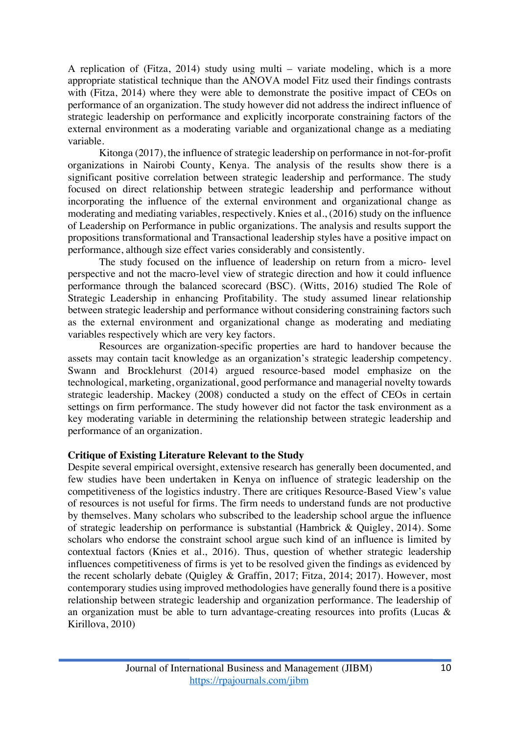A replication of (Fitza, 2014) study using multi – variate modeling, which is a more appropriate statistical technique than the ANOVA model Fitz used their findings contrasts with (Fitza, 2014) where they were able to demonstrate the positive impact of CEOs on performance of an organization. The study however did not address the indirect influence of strategic leadership on performance and explicitly incorporate constraining factors of the external environment as a moderating variable and organizational change as a mediating variable.

Kitonga (2017), the influence of strategic leadership on performance in not-for-profit organizations in Nairobi County, Kenya. The analysis of the results show there is a significant positive correlation between strategic leadership and performance. The study focused on direct relationship between strategic leadership and performance without incorporating the influence of the external environment and organizational change as moderating and mediating variables, respectively. Knies et al., (2016) study on the influence of Leadership on Performance in public organizations. The analysis and results support the propositions transformational and Transactional leadership styles have a positive impact on performance, although size effect varies considerably and consistently.

The study focused on the influence of leadership on return from a micro- level perspective and not the macro-level view of strategic direction and how it could influence performance through the balanced scorecard (BSC). (Witts, 2016) studied The Role of Strategic Leadership in enhancing Profitability. The study assumed linear relationship between strategic leadership and performance without considering constraining factors such as the external environment and organizational change as moderating and mediating variables respectively which are very key factors.

Resources are organization-specific properties are hard to handover because the assets may contain tacit knowledge as an organization's strategic leadership competency. Swann and Brocklehurst (2014) argued resource-based model emphasize on the technological, marketing, organizational, good performance and managerial novelty towards strategic leadership. Mackey (2008) conducted a study on the effect of CEOs in certain settings on firm performance. The study however did not factor the task environment as a key moderating variable in determining the relationship between strategic leadership and performance of an organization.

**Critique of Existing Literature Relevant to the Study**

Despite several empirical oversight, extensive research has generally been documented, and few studies have been undertaken in Kenya on influence of strategic leadership on the competitiveness of the logistics industry. There are critiques Resource-Based View's value of resources is not useful for firms. The firm needs to understand funds are not productive by themselves. Many scholars who subscribed to the leadership school argue the influence of strategic leadership on performance is substantial (Hambrick & Quigley, 2014). Some scholars who endorse the constraint school argue such kind of an influence is limited by contextual factors (Knies et al., 2016). Thus, question of whether strategic leadership influences competitiveness of firms is yet to be resolved given the findings as evidenced by the recent scholarly debate (Quigley & Graffin, 2017; Fitza, 2014; 2017). However, most contemporary studies using improved methodologies have generally found there is a positive relationship between strategic leadership and organization performance. The leadership of an organization must be able to turn advantage-creating resources into profits (Lucas & Kirillova, 2010)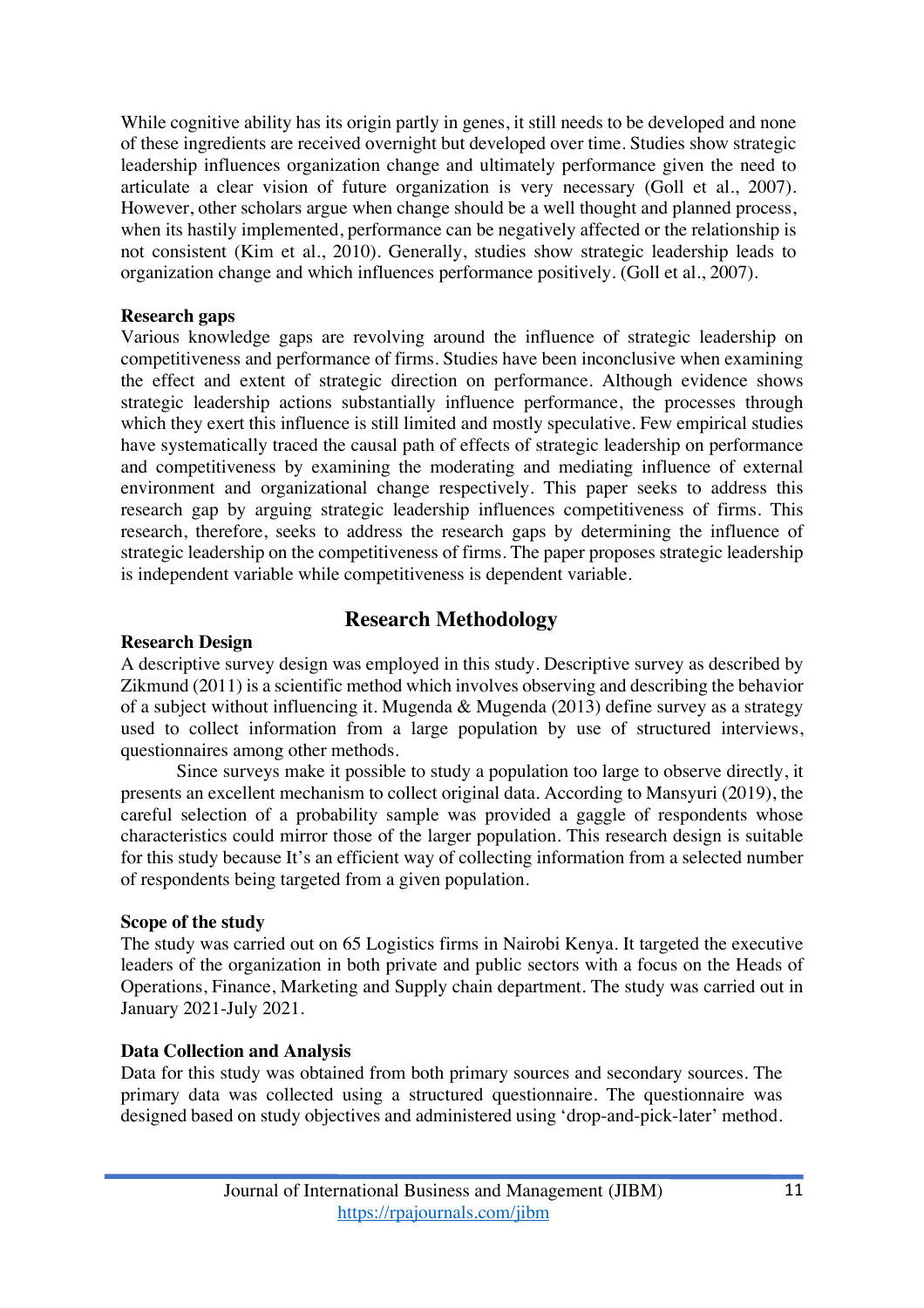While cognitive ability has its origin partly in genes, it still needs to be developed and none of these ingredients are received overnight but developed over time. Studies show strategic leadership influences organization change and ultimately performance given the need to articulate a clear vision of future organization is very necessary (Goll et al., 2007). However, other scholars argue when change should be a well thought and planned process, when its hastily implemented, performance can be negatively affected or the relationship is not consistent (Kim et al., 2010). Generally, studies show strategic leadership leads to organization change and which influences performance positively. (Goll et al., 2007).

**Research gaps**

Various knowledge gaps are revolving around the influence of strategic leadership on competitiveness and performance of firms. Studies have been inconclusive when examining the effect and extent of strategic direction on performance. Although evidence shows strategic leadership actions substantially influence performance, the processes through which they exert this influence is still limited and mostly speculative. Few empirical studies have systematically traced the causal path of effects of strategic leadership on performance and competitiveness by examining the moderating and mediating influence of external environment and organizational change respectively. This paper seeks to address this research gap by arguing strategic leadership influences competitiveness of firms. This research, therefore, seeks to address the research gaps by determining the influence of strategic leadership on the competitiveness of firms. The paper proposes strategic leadership is independent variable while competitiveness is dependent variable.

## Research Methodology

**Research Design**

A descriptive survey design was employed in this study. Descriptive survey as described by Zikmund (2011) is a scientific method which involves observing and describing the behavior of a subject without influencing it. Mugenda & Mugenda (2013) define survey as a strategy used to collect information from a large population by use of structured interviews, questionnaires among other methods.

Since surveys make it possible to study a population too large to observe directly, it presents an excellent mechanism to collect original data. According to Mansyuri (2019), the careful selection of a probability sample was provided a gaggle of respondents whose characteristics could mirror those of the larger population. This research design is suitable for this study because It's an efficient way of collecting information from a selected number of respondents being targeted from a given population.

**Scope of the study**

The study was carried out on 65 Logistics firms in Nairobi Kenya. It targeted the executive leaders of the organization in both private and public sectors with a focus on the Heads of Operations, Finance, Marketing and Supply chain department. The study was carried out in January 2021-July 2021.

**Data Collection and Analysis**

Data for this study was obtained from both primary sources and secondary sources. The primary data was collected using a structured questionnaire. The questionnaire was designed based on study objectives and administered using 'drop-and-pick-later' method.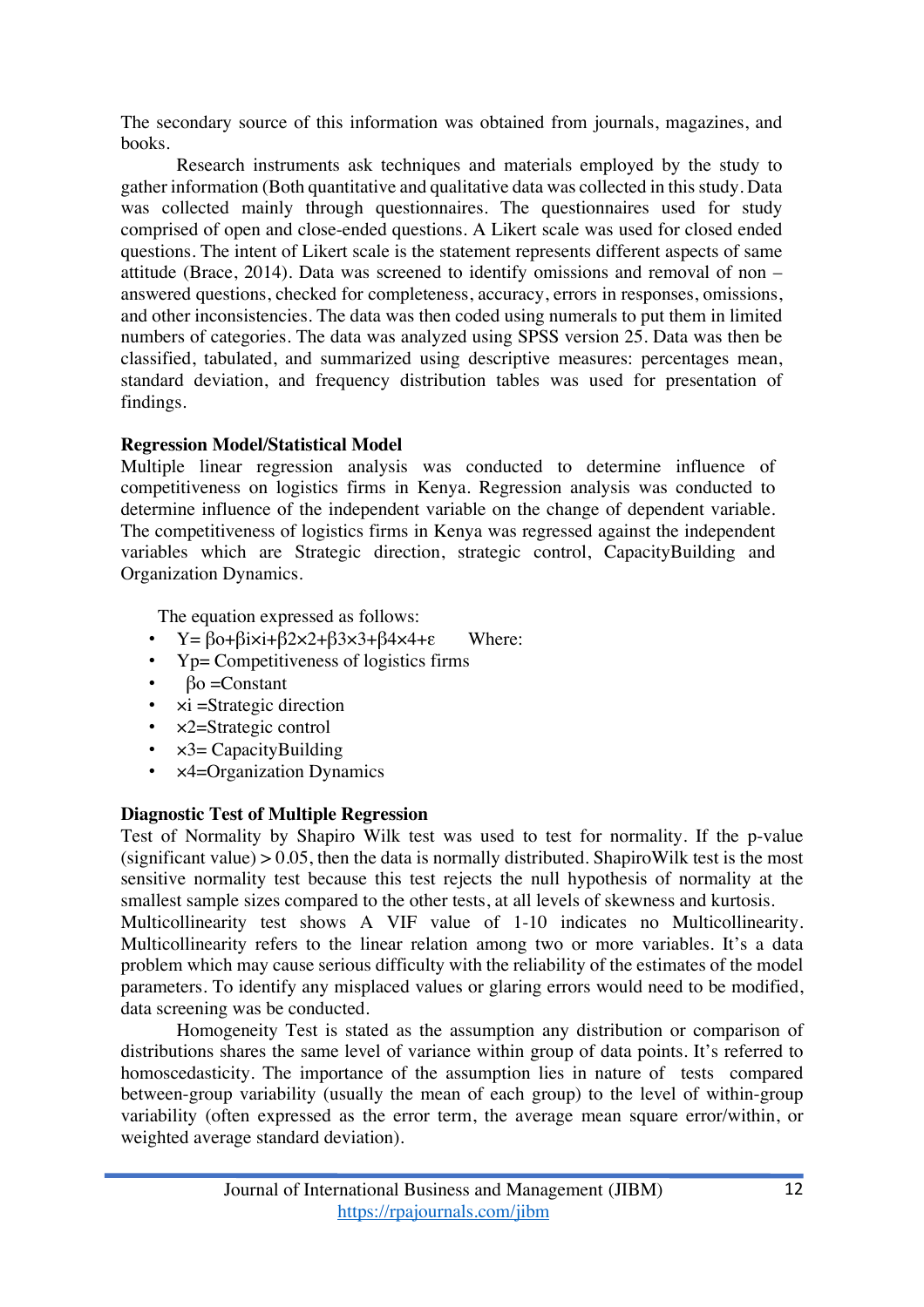The secondary source of this information was obtained from journals, magazines, and books.

Research instruments ask techniques and materials employed by the study to gather information (Both quantitative and qualitative data was collected in this study. Data was collected mainly through questionnaires. The questionnaires used for study comprised of open and close-ended questions. A Likert scale was used for closed ended questions. The intent of Likert scale is the statement represents different aspects of same attitude (Brace, 2014). Data was screened to identify omissions and removal of non – answered questions, checked for completeness, accuracy, errors in responses, omissions, and other inconsistencies. The data was then coded using numerals to put them in limited numbers of categories. The data was analyzed using SPSS version 25. Data was then be classified, tabulated, and summarized using descriptive measures: percentages mean, standard deviation, and frequency distribution tables was used for presentation of findings.

**Regression Model/Statistical Model**

Multiple linear regression analysis was conducted to determine influence of competitiveness on logistics firms in Kenya. Regression analysis was conducted to determine influence of the independent variable on the change of dependent variable. The competitiveness of logistics firms in Kenya was regressed against the independent variables which are Strategic direction, strategic control, CapacityBuilding and Organization Dynamics.

The equation expressed as follows:

- $Y = \beta o + \beta i \times i + \beta 2 \times 2 + \beta 3 \times 3 + \beta 4 \times 4 + \varepsilon$ Where:
- Yp= Competitiveness of logistics firms
- $\beta o$ =Constant
- $\times i$ =Strategic direction
- $\times 2$=Strategic control
- $\times 3$= CapacityBuilding
- $\times 4$=Organization Dynamics

**Diagnostic Test of Multiple Regression**

Test of Normality by Shapiro Wilk test was used to test for normality. If the p-value (significant value) > 0.05, then the data is normally distributed. ShapiroWilk test is the most sensitive normality test because this test rejects the null hypothesis of normality at the smallest sample sizes compared to the other tests, at all levels of skewness and kurtosis.

Multicollinearity test shows A VIF value of 1-10 indicates no Multicollinearity. Multicollinearity refers to the linear relation among two or more variables. It's a data problem which may cause serious difficulty with the reliability of the estimates of the model parameters. To identify any misplaced values or glaring errors would need to be modified, data screening was be conducted.

Homogeneity Test is stated as the assumption any distribution or comparison of distributions shares the same level of variance within group of data points. It's referred to homoscedasticity. The importance of the assumption lies in nature of tests compared between-group variability (usually the mean of each group) to the level of within-group variability (often expressed as the error term, the average mean square error/within, or weighted average standard deviation).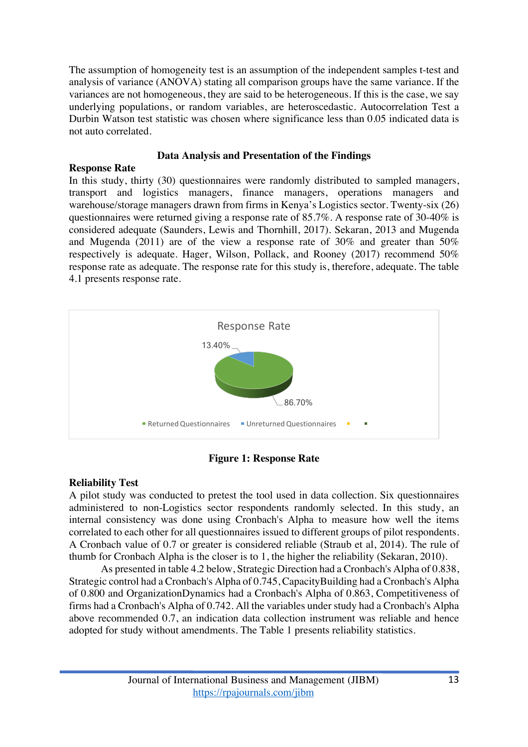The assumption of homogeneity test is an assumption of the independent samples t-test and analysis of variance (ANOVA) stating all comparison groups have the same variance. If the variances are not homogeneous, they are said to be heterogeneous. If this is the case, we say underlying populations, or random variables, are heteroscedastic. Autocorrelation Test a Durbin Watson test statistic was chosen where significance less than 0.05 indicated data is not auto correlated.

## Data Analysis and Presentation of the Findings

### Response Rate

In this study, thirty (30) questionnaires were randomly distributed to sampled managers, transport and logistics managers, finance managers, operations managers and warehouse/storage managers drawn from firms in Kenya's Logistics sector. Twenty-six (26) questionnaires were returned giving a response rate of 85.7%. A response rate of 30-40% is considered adequate (Saunders, Lewis and Thornhill, 2017). Sekaran, 2013 and Mugenda and Mugenda (2011) are of the view a response rate of 30% and greater than 50% respectively is adequate. Hager, Wilson, Pollack, and Rooney (2017) recommend 50% response rate as adequate. The response rate for this study is, therefore, adequate. The table 4.1 presents response rate.

Response Rate

13.40%

86.70%

Returned Questionnaires  Unreturned Questionnaires

**Figure 1: Response Rate**

### Reliability Test

A pilot study was conducted to pretest the tool used in data collection. Six questionnaires administered to non-Logistics sector respondents randomly selected. In this study, an internal consistency was done using Cronbach's Alpha to measure how well the items correlated to each other for all questionnaires issued to different groups of pilot respondents. A Cronbach value of 0.7 or greater is considered reliable (Straub et al, 2014). The rule of thumb for Cronbach Alpha is the closer is to 1, the higher the reliability (Sekaran, 2010).

As presented in table 4.2 below, Strategic Direction had a Cronbach's Alpha of 0.838, Strategic control had a Cronbach's Alpha of 0.745, CapacityBuilding had a Cronbach's Alpha of 0.800 and OrganizationDynamics had a Cronbach's Alpha of 0.863, Competitiveness of firms had a Cronbach's Alpha of 0.742. All the variables under study had a Cronbach's Alpha above recommended 0.7, an indication data collection instrument was reliable and hence adopted for study without amendments. The Table 1 presents reliability statistics.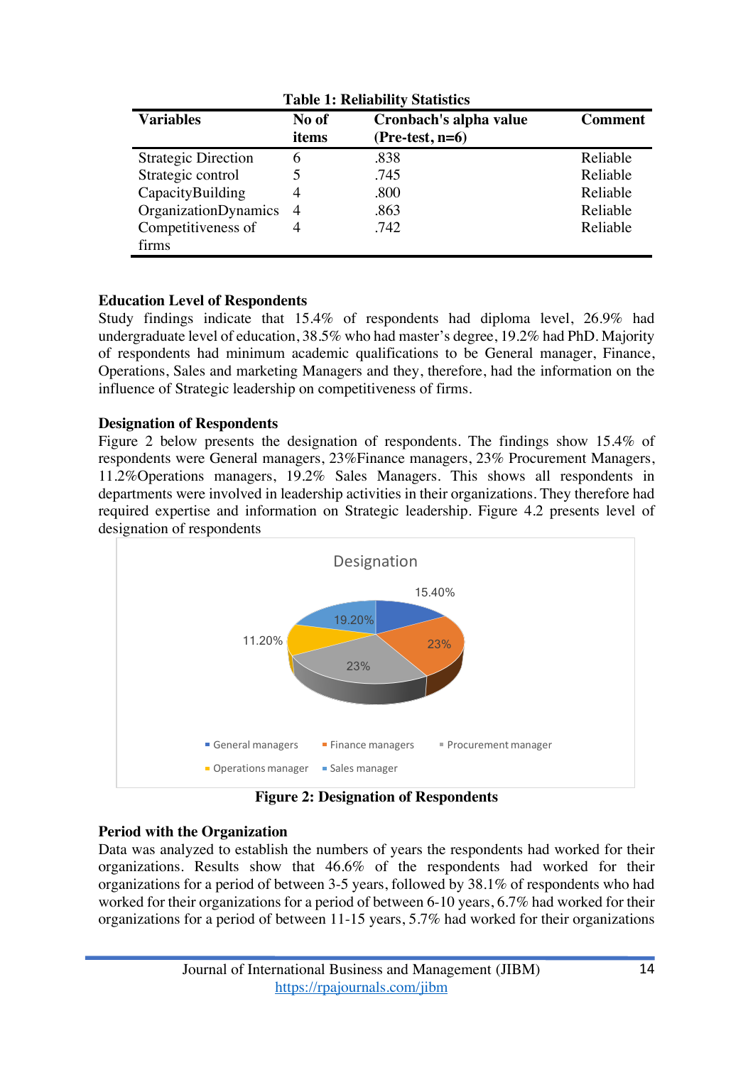**Table 1: Reliability Statistics**

| Variables | No of items | Cronbach's alpha value (Pre-test, n=6) | Comment |
|---|---|---|---|
| Strategic Direction | 6 | .838 | Reliable |
| Strategic control | 5 | .745 | Reliable |
| CapacityBuilding | 4 | .800 | Reliable |
| OrganizationDynamics | 4 | .863 | Reliable |
| Competitiveness of firms | 4 | .742 | Reliable |

### Education Level of Respondents

Study findings indicate that 15.4% of respondents had diploma level, 26.9% had undergraduate level of education, 38.5% who had master's degree, 19.2% had PhD. Majority of respondents had minimum academic qualifications to be General manager, Finance, Operations, Sales and marketing Managers and they, therefore, had the information on the influence of Strategic leadership on competitiveness of firms.

### Designation of Respondents

Figure 2 below presents the designation of respondents. The findings show 15.4% of respondents were General managers, 23%Finance managers, 23% Procurement Managers, 11.2%Operations managers, 19.2% Sales Managers. This shows all respondents in departments were involved in leadership activities in their organizations. They therefore had required expertise and information on Strategic leadership. Figure 4.2 presents level of designation of respondents

Designation

15.40%

19.20%

23%

11.20%

23%

General managers · Finance managers · Procurement manager · Operations manager · Sales manager

**Figure 2: Designation of Respondents**

### Period with the Organization

Data was analyzed to establish the numbers of years the respondents had worked for their organizations. Results show that 46.6% of the respondents had worked for their organizations for a period of between 3-5 years, followed by 38.1% of respondents who had worked for their organizations for a period of between 6-10 years, 6.7% had worked for their organizations for a period of between 11-15 years, 5.7% had worked for their organizations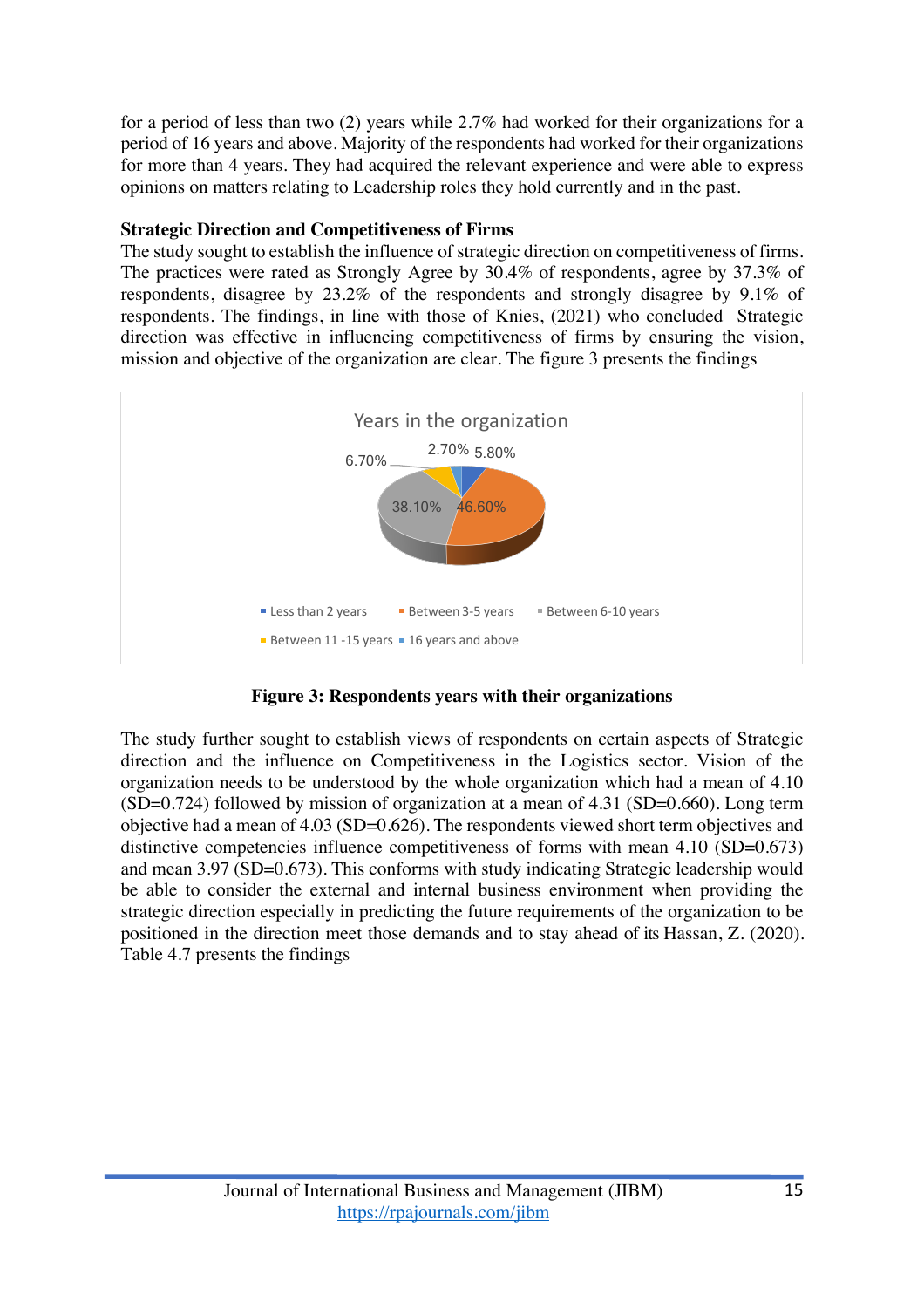for a period of less than two (2) years while 2.7% had worked for their organizations for a period of 16 years and above. Majority of the respondents had worked for their organizations for more than 4 years. They had acquired the relevant experience and were able to express opinions on matters relating to Leadership roles they hold currently and in the past.

**Strategic Direction and Competitiveness of Firms**

The study sought to establish the influence of strategic direction on competitiveness of firms. The practices were rated as Strongly Agree by 30.4% of respondents, agree by 37.3% of respondents, disagree by 23.2% of the respondents and strongly disagree by 9.1% of respondents. The findings, in line with those of Knies, (2021) who concluded Strategic direction was effective in influencing competitiveness of firms by ensuring the vision, mission and objective of the organization are clear. The figure 3 presents the findings

**Figure 3: Respondents years with their organizations**

The study further sought to establish views of respondents on certain aspects of Strategic direction and the influence on Competitiveness in the Logistics sector. Vision of the organization needs to be understood by the whole organization which had a mean of 4.10 (SD=0.724) followed by mission of organization at a mean of 4.31 (SD=0.660). Long term objective had a mean of 4.03 (SD=0.626). The respondents viewed short term objectives and distinctive competencies influence competitiveness of forms with mean 4.10 (SD=0.673) and mean 3.97 (SD=0.673). This conforms with study indicating Strategic leadership would be able to consider the external and internal business environment when providing the strategic direction especially in predicting the future requirements of the organization to be positioned in the direction meet those demands and to stay ahead of its Hassan, Z. (2020). Table 4.7 presents the findings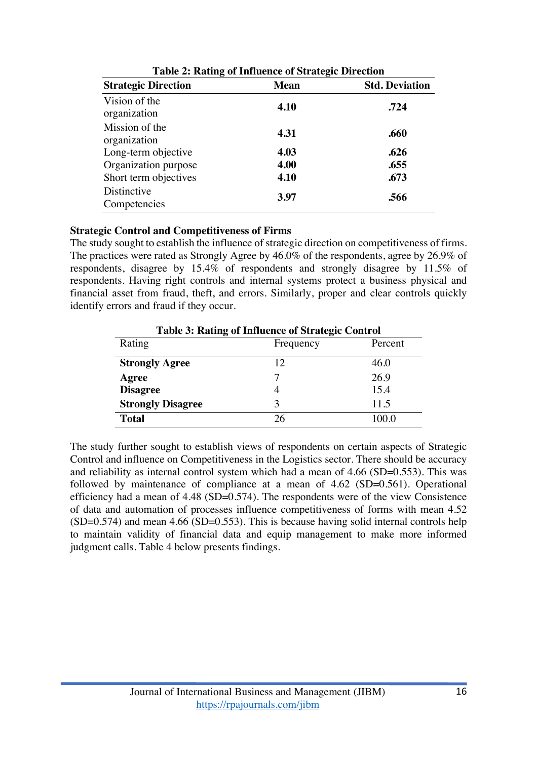**Table 2: Rating of Influence of Strategic Direction**

| Strategic Direction | Mean | Std. Deviation |
|---|---|---|
| Vision of the organization | **4.10** | **.724** |
| Mission of the organization | **4.31** | **.660** |
| Long-term objective | **4.03** | **.626** |
| Organization purpose | **4.00** | **.655** |
| Short term objectives | **4.10** | **.673** |
| Distinctive Competencies | **3.97** | **.566** |

**Strategic Control and Competitiveness of Firms**

The study sought to establish the influence of strategic direction on competitiveness of firms. The practices were rated as Strongly Agree by 46.0% of the respondents, agree by 26.9% of respondents, disagree by 15.4% of respondents and strongly disagree by 11.5% of respondents. Having right controls and internal systems protect a business physical and financial asset from fraud, theft, and errors. Similarly, proper and clear controls quickly identify errors and fraud if they occur.

**Table 3: Rating of Influence of Strategic Control**

| Rating | Frequency | Percent |
|---|---|---|
| **Strongly Agree** | 12 | 46.0 |
| **Agree** | 7 | 26.9 |
| **Disagree** | 4 | 15.4 |
| **Strongly Disagree** | 3 | 11.5 |
| **Total** | 26 | 100.0 |

The study further sought to establish views of respondents on certain aspects of Strategic Control and influence on Competitiveness in the Logistics sector. There should be accuracy and reliability as internal control system which had a mean of 4.66 (SD=0.553). This was followed by maintenance of compliance at a mean of 4.62 (SD=0.561). Operational efficiency had a mean of 4.48 (SD=0.574). The respondents were of the view Consistence of data and automation of processes influence competitiveness of forms with mean 4.52 (SD=0.574) and mean 4.66 (SD=0.553). This is because having solid internal controls help to maintain validity of financial data and equip management to make more informed judgment calls. Table 4 below presents findings.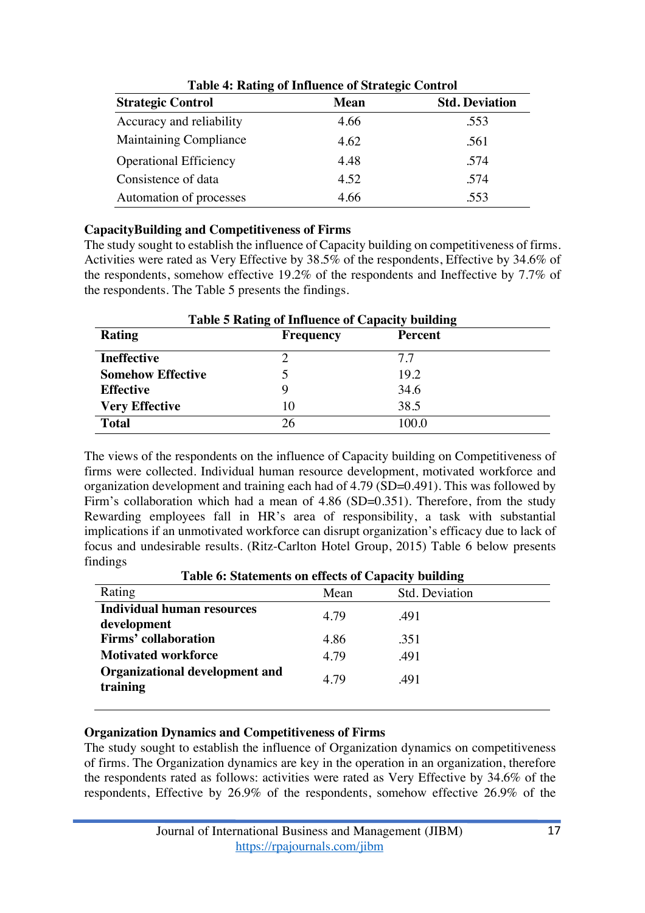**Table 4: Rating of Influence of Strategic Control**

| Strategic Control | Mean | Std. Deviation |
|---|---|---|
| Accuracy and reliability | 4.66 | .553 |
| Maintaining Compliance | 4.62 | .561 |
| Operational Efficiency | 4.48 | .574 |
| Consistence of data | 4.52 | .574 |
| Automation of processes | 4.66 | .553 |

**CapacityBuilding and Competitiveness of Firms**

The study sought to establish the influence of Capacity building on competitiveness of firms. Activities were rated as Very Effective by 38.5% of the respondents, Effective by 34.6% of the respondents, somehow effective 19.2% of the respondents and Ineffective by 7.7% of the respondents. The Table 5 presents the findings.

**Table 5 Rating of Influence of Capacity building**

| Rating | Frequency | Percent |
|---|---|---|
| **Ineffective** | 2 | 7.7 |
| **Somehow Effective** | 5 | 19.2 |
| **Effective** | 9 | 34.6 |
| **Very Effective** | 10 | 38.5 |
| **Total** | 26 | 100.0 |

The views of the respondents on the influence of Capacity building on Competitiveness of firms were collected. Individual human resource development, motivated workforce and organization development and training each had of 4.79 (SD=0.491). This was followed by Firm's collaboration which had a mean of 4.86 (SD=0.351). Therefore, from the study Rewarding employees fall in HR's area of responsibility, a task with substantial implications if an unmotivated workforce can disrupt organization's efficacy due to lack of focus and undesirable results. (Ritz-Carlton Hotel Group, 2015) Table 6 below presents findings

**Table 6: Statements on effects of Capacity building**

| Rating | Mean | Std. Deviation |
|---|---|---|
| **Individual human resources development** | 4.79 | .491 |
| **Firms' collaboration** | 4.86 | .351 |
| **Motivated workforce** | 4.79 | .491 |
| **Organizational development and training** | 4.79 | .491 |

**Organization Dynamics and Competitiveness of Firms**

The study sought to establish the influence of Organization dynamics on competitiveness of firms. The Organization dynamics are key in the operation in an organization, therefore the respondents rated as follows: activities were rated as Very Effective by 34.6% of the respondents, Effective by 26.9% of the respondents, somehow effective 26.9% of the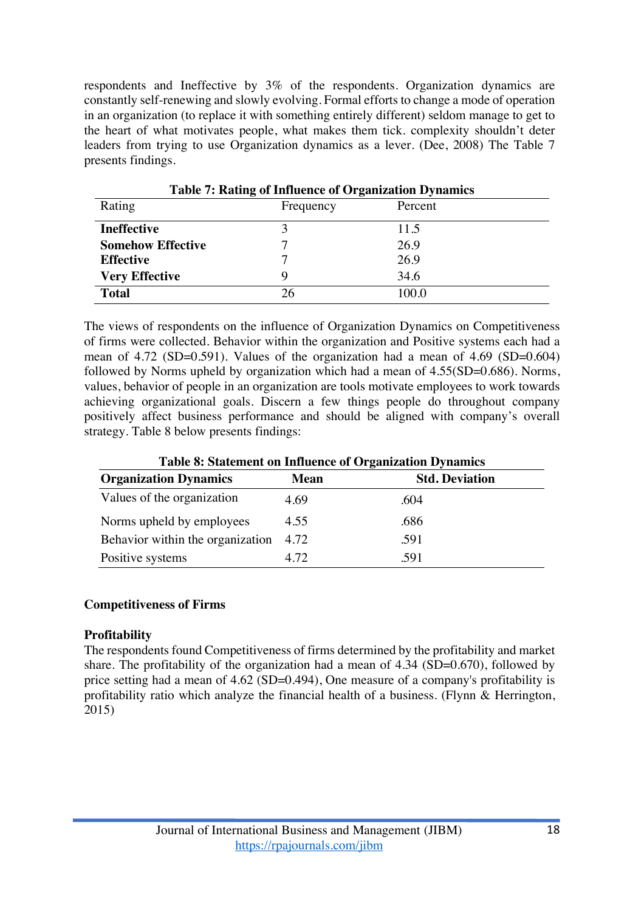respondents and Ineffective by 3% of the respondents. Organization dynamics are constantly self-renewing and slowly evolving. Formal efforts to change a mode of operation in an organization (to replace it with something entirely different) seldom manage to get to the heart of what motivates people, what makes them tick. complexity shouldn't deter leaders from trying to use Organization dynamics as a lever. (Dee, 2008) The Table 7 presents findings.

**Table 7: Rating of Influence of Organization Dynamics**

| Rating | Frequency | Percent |
|---|---|---|
| **Ineffective** | 3 | 11.5 |
| **Somehow Effective** | 7 | 26.9 |
| **Effective** | 7 | 26.9 |
| **Very Effective** | 9 | 34.6 |
| **Total** | 26 | 100.0 |

The views of respondents on the influence of Organization Dynamics on Competitiveness of firms were collected. Behavior within the organization and Positive systems each had a mean of 4.72 (SD=0.591). Values of the organization had a mean of 4.69 (SD=0.604) followed by Norms upheld by organization which had a mean of 4.55(SD=0.686). Norms, values, behavior of people in an organization are tools motivate employees to work towards achieving organizational goals. Discern a few things people do throughout company positively affect business performance and should be aligned with company's overall strategy. Table 8 below presents findings:

**Table 8: Statement on Influence of Organization Dynamics**

| Organization Dynamics | Mean | Std. Deviation |
|---|---|---|
| Values of the organization | 4.69 | .604 |
| Norms upheld by employees | 4.55 | .686 |
| Behavior within the organization | 4.72 | .591 |
| Positive systems | 4.72 | .591 |

## Competitiveness of Firms

### Profitability

The respondents found Competitiveness of firms determined by the profitability and market share. The profitability of the organization had a mean of 4.34 (SD=0.670), followed by price setting had a mean of 4.62 (SD=0.494), One measure of a company's profitability is profitability ratio which analyze the financial health of a business. (Flynn & Herrington, 2015)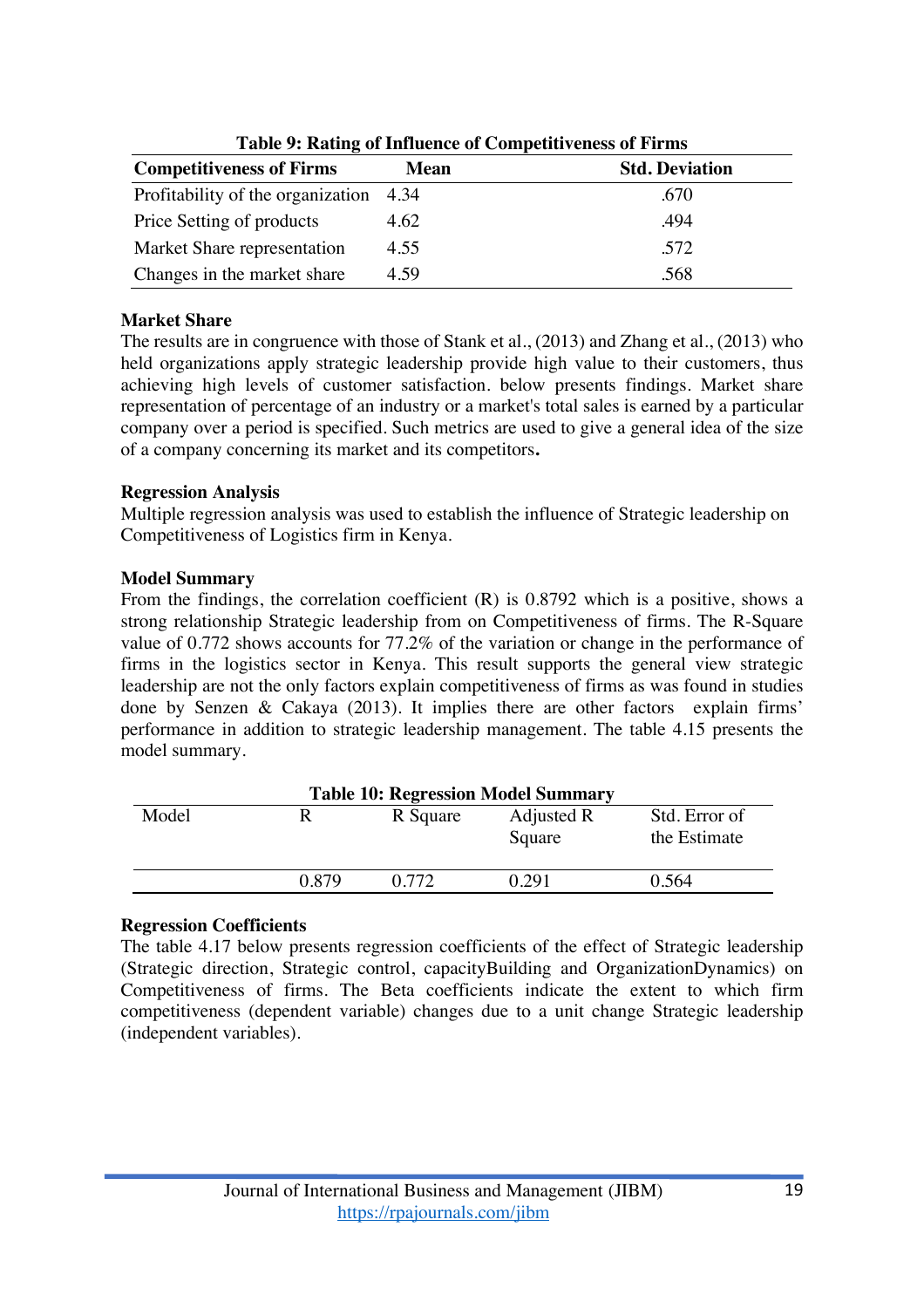**Table 9: Rating of Influence of Competitiveness of Firms**

| Competitiveness of Firms | Mean | Std. Deviation |
|---|---|---|
| Profitability of the organization | 4.34 | .670 |
| Price Setting of products | 4.62 | .494 |
| Market Share representation | 4.55 | .572 |
| Changes in the market share | 4.59 | .568 |

**Market Share**

The results are in congruence with those of Stank et al., (2013) and Zhang et al., (2013) who held organizations apply strategic leadership provide high value to their customers, thus achieving high levels of customer satisfaction. below presents findings. Market share representation of percentage of an industry or a market's total sales is earned by a particular company over a period is specified. Such metrics are used to give a general idea of the size of a company concerning its market and its competitors**.**

**Regression Analysis**

Multiple regression analysis was used to establish the influence of Strategic leadership on Competitiveness of Logistics firm in Kenya.

**Model Summary**

From the findings, the correlation coefficient (R) is 0.8792 which is a positive, shows a strong relationship Strategic leadership from on Competitiveness of firms. The R-Square value of 0.772 shows accounts for 77.2% of the variation or change in the performance of firms in the logistics sector in Kenya. This result supports the general view strategic leadership are not the only factors explain competitiveness of firms as was found in studies done by Senzen & Cakaya (2013). It implies there are other factors explain firms' performance in addition to strategic leadership management. The table 4.15 presents the model summary.

**Table 10: Regression Model Summary**

| Model | R | R Square | Adjusted R Square | Std. Error of the Estimate |
|---|---|---|---|---|
| | 0.879 | 0.772 | 0.291 | 0.564 |

**Regression Coefficients**

The table 4.17 below presents regression coefficients of the effect of Strategic leadership (Strategic direction, Strategic control, capacityBuilding and OrganizationDynamics) on Competitiveness of firms. The Beta coefficients indicate the extent to which firm competitiveness (dependent variable) changes due to a unit change Strategic leadership (independent variables).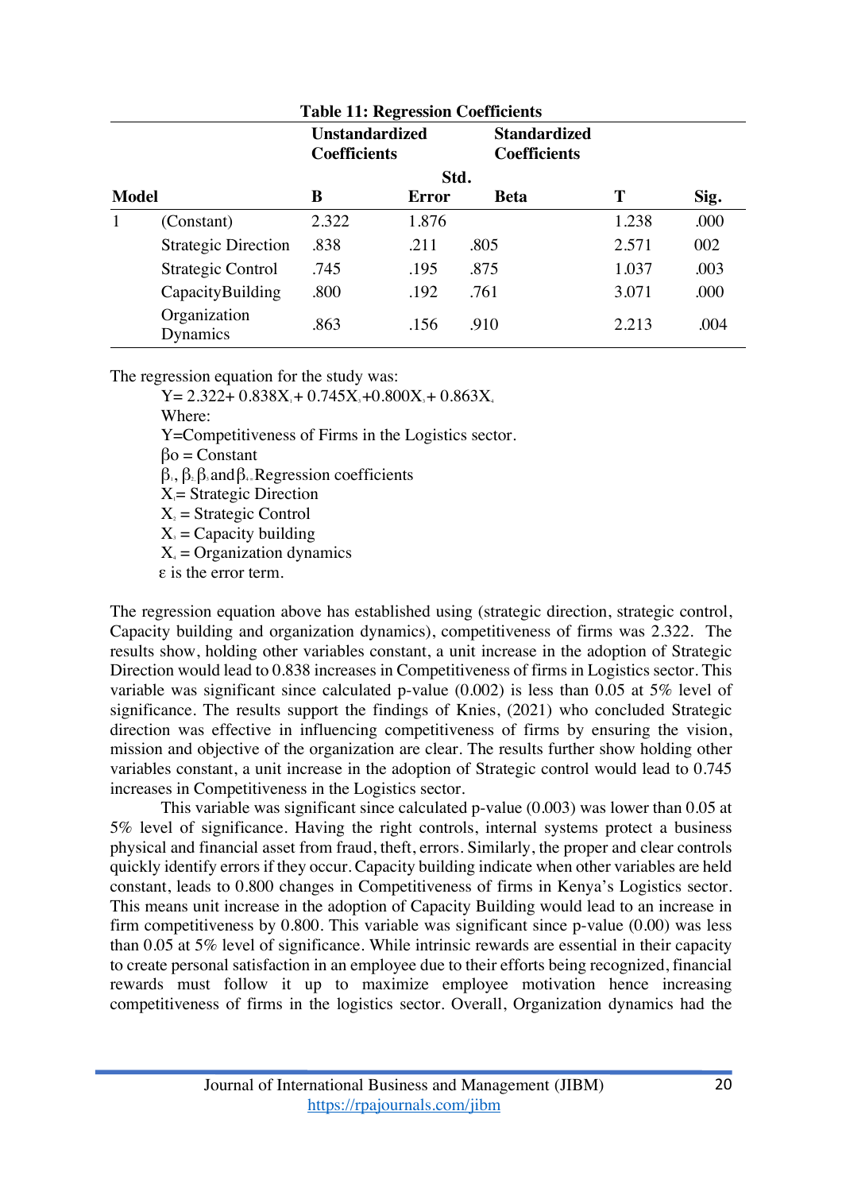**Table 11: Regression Coefficients**

| Model | | Unstandardized Coefficients | | Standardized Coefficients | | |
|---|---|---|---|---|---|---|
| | | B | Std. Error | Beta | T | Sig. |
| 1 | (Constant) | 2.322 | 1.876 | | 1.238 | .000 |
| | Strategic Direction | .838 | .211 | .805 | 2.571 | 002 |
| | Strategic Control | .745 | .195 | .875 | 1.037 | .003 |
| | CapacityBuilding | .800 | .192 | .761 | 3.071 | .000 |
| | Organization Dynamics | .863 | .156 | .910 | 2.213 | .004 |

The regression equation for the study was:

$$Y= 2.322+ 0.838X_1+ 0.745X_2+0.800X_3+ 0.863X_4$$

Where:

Y=Competitiveness of Firms in the Logistics sector.

$\beta o$ = Constant

$\beta_1$, $\beta_2$ $\beta_3$ and $\beta_4$ = Regression coefficients

$X_1$= Strategic Direction

$X_2$ = Strategic Control

$X_3$ = Capacity building

$X_4$ = Organization dynamics

$\varepsilon$ is the error term.

The regression equation above has established using (strategic direction, strategic control, Capacity building and organization dynamics), competitiveness of firms was 2.322. The results show, holding other variables constant, a unit increase in the adoption of Strategic Direction would lead to 0.838 increases in Competitiveness of firms in Logistics sector. This variable was significant since calculated p-value (0.002) is less than 0.05 at 5% level of significance. The results support the findings of Knies, (2021) who concluded Strategic direction was effective in influencing competitiveness of firms by ensuring the vision, mission and objective of the organization are clear. The results further show holding other variables constant, a unit increase in the adoption of Strategic control would lead to 0.745 increases in Competitiveness in the Logistics sector.

This variable was significant since calculated p-value (0.003) was lower than 0.05 at 5% level of significance. Having the right controls, internal systems protect a business physical and financial asset from fraud, theft, errors. Similarly, the proper and clear controls quickly identify errors if they occur. Capacity building indicate when other variables are held constant, leads to 0.800 changes in Competitiveness of firms in Kenya's Logistics sector. This means unit increase in the adoption of Capacity Building would lead to an increase in firm competitiveness by 0.800. This variable was significant since p-value (0.00) was less than 0.05 at 5% level of significance. While intrinsic rewards are essential in their capacity to create personal satisfaction in an employee due to their efforts being recognized, financial rewards must follow it up to maximize employee motivation hence increasing competitiveness of firms in the logistics sector. Overall, Organization dynamics had the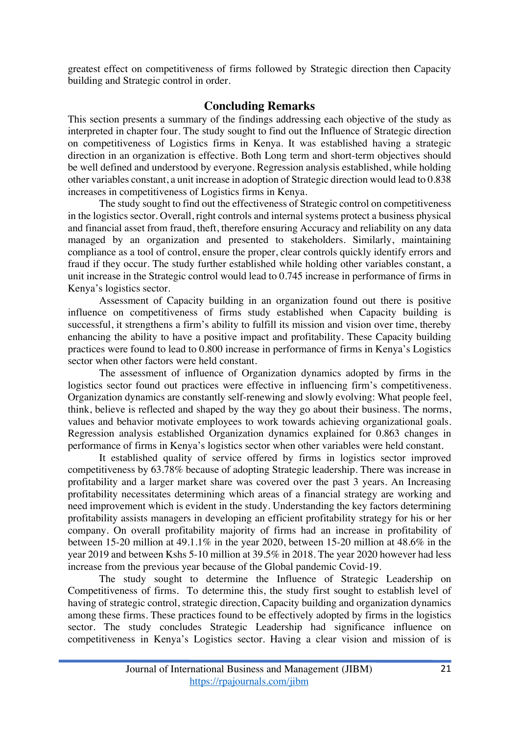greatest effect on competitiveness of firms followed by Strategic direction then Capacity building and Strategic control in order.

## Concluding Remarks

This section presents a summary of the findings addressing each objective of the study as interpreted in chapter four. The study sought to find out the Influence of Strategic direction on competitiveness of Logistics firms in Kenya. It was established having a strategic direction in an organization is effective. Both Long term and short-term objectives should be well defined and understood by everyone. Regression analysis established, while holding other variables constant, a unit increase in adoption of Strategic direction would lead to 0.838 increases in competitiveness of Logistics firms in Kenya.

The study sought to find out the effectiveness of Strategic control on competitiveness in the logistics sector. Overall, right controls and internal systems protect a business physical and financial asset from fraud, theft, therefore ensuring Accuracy and reliability on any data managed by an organization and presented to stakeholders. Similarly, maintaining compliance as a tool of control, ensure the proper, clear controls quickly identify errors and fraud if they occur. The study further established while holding other variables constant, a unit increase in the Strategic control would lead to 0.745 increase in performance of firms in Kenya's logistics sector.

Assessment of Capacity building in an organization found out there is positive influence on competitiveness of firms study established when Capacity building is successful, it strengthens a firm's ability to fulfill its mission and vision over time, thereby enhancing the ability to have a positive impact and profitability. These Capacity building practices were found to lead to 0.800 increase in performance of firms in Kenya's Logistics sector when other factors were held constant.

The assessment of influence of Organization dynamics adopted by firms in the logistics sector found out practices were effective in influencing firm's competitiveness. Organization dynamics are constantly self-renewing and slowly evolving: What people feel, think, believe is reflected and shaped by the way they go about their business. The norms, values and behavior motivate employees to work towards achieving organizational goals. Regression analysis established Organization dynamics explained for 0.863 changes in performance of firms in Kenya's logistics sector when other variables were held constant.

It established quality of service offered by firms in logistics sector improved competitiveness by 63.78% because of adopting Strategic leadership. There was increase in profitability and a larger market share was covered over the past 3 years. An Increasing profitability necessitates determining which areas of a financial strategy are working and need improvement which is evident in the study. Understanding the key factors determining profitability assists managers in developing an efficient profitability strategy for his or her company. On overall profitability majority of firms had an increase in profitability of between 15-20 million at 49.1.1% in the year 2020, between 15-20 million at 48.6% in the year 2019 and between Kshs 5-10 million at 39.5% in 2018. The year 2020 however had less increase from the previous year because of the Global pandemic Covid-19.

The study sought to determine the Influence of Strategic Leadership on Competitiveness of firms. To determine this, the study first sought to establish level of having of strategic control, strategic direction, Capacity building and organization dynamics among these firms. These practices found to be effectively adopted by firms in the logistics sector. The study concludes Strategic Leadership had significance influence on competitiveness in Kenya's Logistics sector. Having a clear vision and mission of is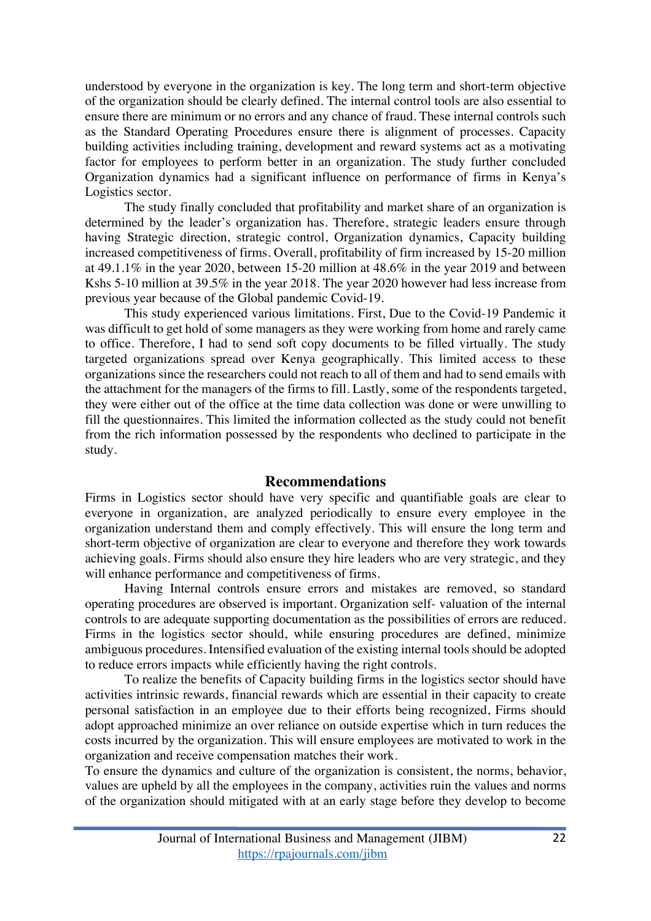understood by everyone in the organization is key. The long term and short-term objective of the organization should be clearly defined. The internal control tools are also essential to ensure there are minimum or no errors and any chance of fraud. These internal controls such as the Standard Operating Procedures ensure there is alignment of processes. Capacity building activities including training, development and reward systems act as a motivating factor for employees to perform better in an organization. The study further concluded Organization dynamics had a significant influence on performance of firms in Kenya's Logistics sector.

The study finally concluded that profitability and market share of an organization is determined by the leader's organization has. Therefore, strategic leaders ensure through having Strategic direction, strategic control, Organization dynamics, Capacity building increased competitiveness of firms. Overall, profitability of firm increased by 15-20 million at 49.1.1% in the year 2020, between 15-20 million at 48.6% in the year 2019 and between Kshs 5-10 million at 39.5% in the year 2018. The year 2020 however had less increase from previous year because of the Global pandemic Covid-19.

This study experienced various limitations. First, Due to the Covid-19 Pandemic it was difficult to get hold of some managers as they were working from home and rarely came to office. Therefore, I had to send soft copy documents to be filled virtually. The study targeted organizations spread over Kenya geographically. This limited access to these organizations since the researchers could not reach to all of them and had to send emails with the attachment for the managers of the firms to fill. Lastly, some of the respondents targeted, they were either out of the office at the time data collection was done or were unwilling to fill the questionnaires. This limited the information collected as the study could not benefit from the rich information possessed by the respondents who declined to participate in the study.

## Recommendations

Firms in Logistics sector should have very specific and quantifiable goals are clear to everyone in organization, are analyzed periodically to ensure every employee in the organization understand them and comply effectively. This will ensure the long term and short-term objective of organization are clear to everyone and therefore they work towards achieving goals. Firms should also ensure they hire leaders who are very strategic, and they will enhance performance and competitiveness of firms.

Having Internal controls ensure errors and mistakes are removed, so standard operating procedures are observed is important. Organization self- valuation of the internal controls to are adequate supporting documentation as the possibilities of errors are reduced. Firms in the logistics sector should, while ensuring procedures are defined, minimize ambiguous procedures. Intensified evaluation of the existing internal tools should be adopted to reduce errors impacts while efficiently having the right controls.

To realize the benefits of Capacity building firms in the logistics sector should have activities intrinsic rewards, financial rewards which are essential in their capacity to create personal satisfaction in an employee due to their efforts being recognized, Firms should adopt approached minimize an over reliance on outside expertise which in turn reduces the costs incurred by the organization. This will ensure employees are motivated to work in the organization and receive compensation matches their work.

To ensure the dynamics and culture of the organization is consistent, the norms, behavior, values are upheld by all the employees in the company, activities ruin the values and norms of the organization should mitigated with at an early stage before they develop to become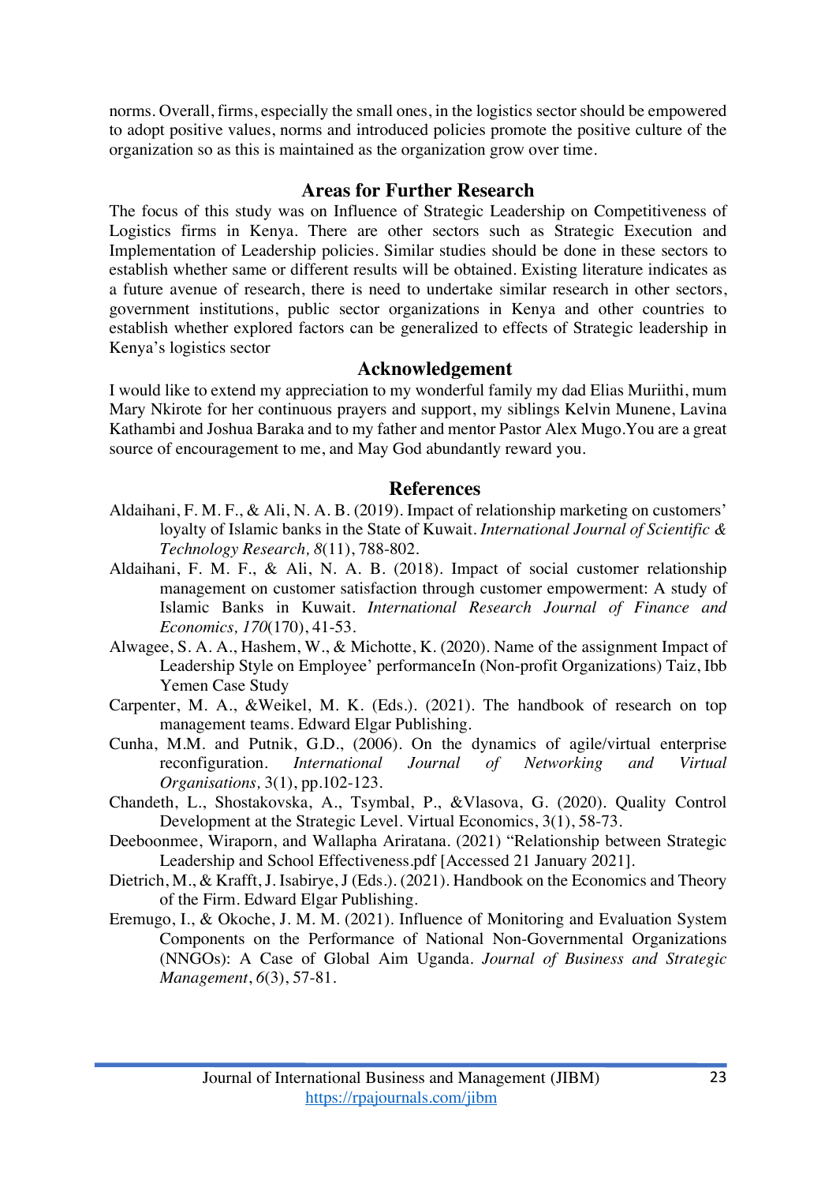norms. Overall, firms, especially the small ones, in the logistics sector should be empowered to adopt positive values, norms and introduced policies promote the positive culture of the organization so as this is maintained as the organization grow over time.

## Areas for Further Research

The focus of this study was on Influence of Strategic Leadership on Competitiveness of Logistics firms in Kenya. There are other sectors such as Strategic Execution and Implementation of Leadership policies. Similar studies should be done in these sectors to establish whether same or different results will be obtained. Existing literature indicates as a future avenue of research, there is need to undertake similar research in other sectors, government institutions, public sector organizations in Kenya and other countries to establish whether explored factors can be generalized to effects of Strategic leadership in Kenya's logistics sector

## Acknowledgement

I would like to extend my appreciation to my wonderful family my dad Elias Muriithi, mum Mary Nkirote for her continuous prayers and support, my siblings Kelvin Munene, Lavina Kathambi and Joshua Baraka and to my father and mentor Pastor Alex Mugo.You are a great source of encouragement to me, and May God abundantly reward you.

## References

Aldaihani, F. M. F., & Ali, N. A. B. (2019). Impact of relationship marketing on customers' loyalty of Islamic banks in the State of Kuwait. *International Journal of Scientific & Technology Research, 8*(11), 788-802.

Aldaihani, F. M. F., & Ali, N. A. B. (2018). Impact of social customer relationship management on customer satisfaction through customer empowerment: A study of Islamic Banks in Kuwait. *International Research Journal of Finance and Economics, 170*(170), 41-53.

Alwagee, S. A. A., Hashem, W., & Michotte, K. (2020). Name of the assignment Impact of Leadership Style on Employee' performanceIn (Non-profit Organizations) Taiz, Ibb Yemen Case Study

Carpenter, M. A., &Weikel, M. K. (Eds.). (2021). The handbook of research on top management teams. Edward Elgar Publishing.

Cunha, M.M. and Putnik, G.D., (2006). On the dynamics of agile/virtual enterprise reconfiguration. *International Journal of Networking and Virtual Organisations,* 3(1), pp.102-123.

Chandeth, L., Shostakovska, A., Tsymbal, P., &Vlasova, G. (2020). Quality Control Development at the Strategic Level. Virtual Economics, 3(1), 58-73.

Deeboonmee, Wiraporn, and Wallapha Ariratana. (2021) "Relationship between Strategic Leadership and School Effectiveness.pdf [Accessed 21 January 2021].

Dietrich, M., & Krafft, J. Isabirye, J (Eds.). (2021). Handbook on the Economics and Theory of the Firm. Edward Elgar Publishing.

Eremugo, I., & Okoche, J. M. M. (2021). Influence of Monitoring and Evaluation System Components on the Performance of National Non-Governmental Organizations (NNGOs): A Case of Global Aim Uganda. *Journal of Business and Strategic Management*, *6*(3), 57-81.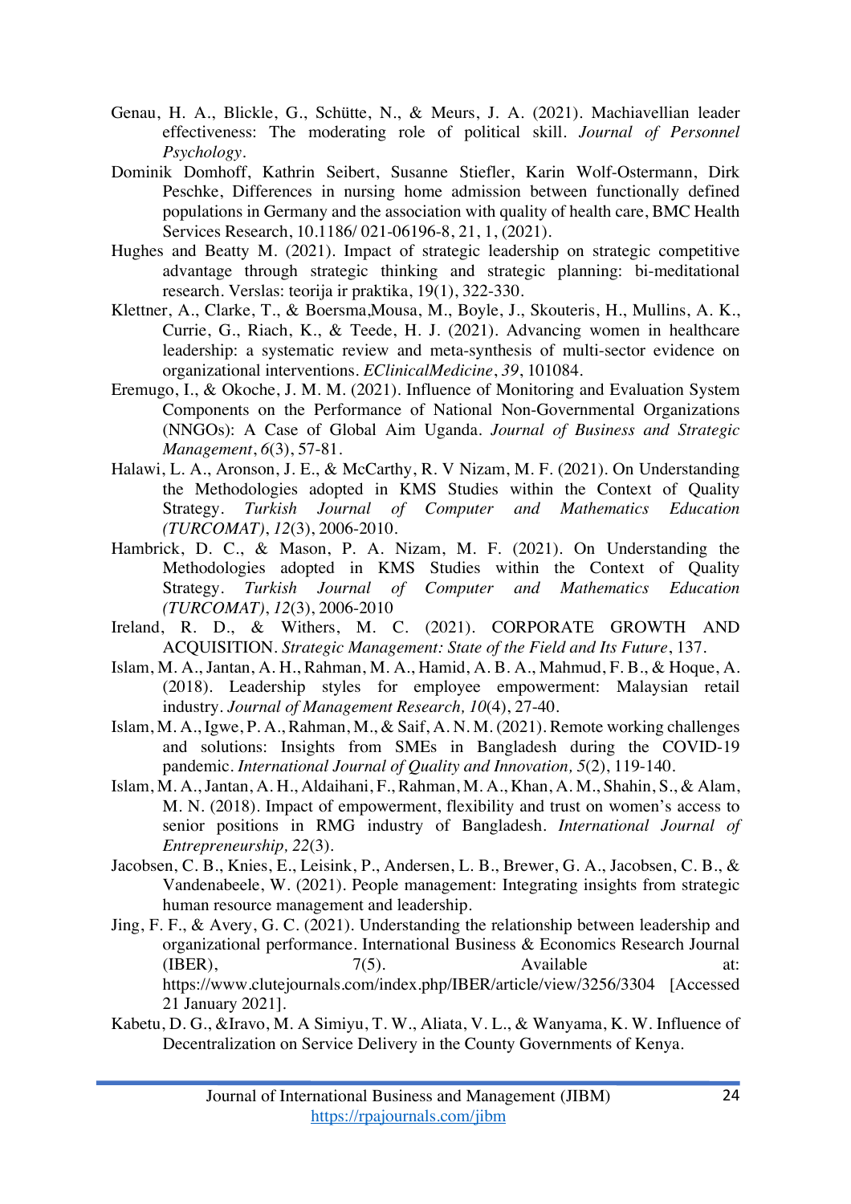Genau, H. A., Blickle, G., Schütte, N., & Meurs, J. A. (2021). Machiavellian leader effectiveness: The moderating role of political skill. *Journal of Personnel Psychology*.

Dominik Domhoff, Kathrin Seibert, Susanne Stiefler, Karin Wolf-Ostermann, Dirk Peschke, Differences in nursing home admission between functionally defined populations in Germany and the association with quality of health care, BMC Health Services Research, 10.1186/ 021-06196-8, 21, 1, (2021).

Hughes and Beatty M. (2021). Impact of strategic leadership on strategic competitive advantage through strategic thinking and strategic planning: bi-meditational research. Verslas: teorija ir praktika, 19(1), 322-330.

Klettner, A., Clarke, T., & Boersma,Mousa, M., Boyle, J., Skouteris, H., Mullins, A. K., Currie, G., Riach, K., & Teede, H. J. (2021). Advancing women in healthcare leadership: a systematic review and meta-synthesis of multi-sector evidence on organizational interventions. *EClinicalMedicine*, *39*, 101084.

Eremugo, I., & Okoche, J. M. M. (2021). Influence of Monitoring and Evaluation System Components on the Performance of National Non-Governmental Organizations (NNGOs): A Case of Global Aim Uganda. *Journal of Business and Strategic Management*, *6*(3), 57-81.

Halawi, L. A., Aronson, J. E., & McCarthy, R. V Nizam, M. F. (2021). On Understanding the Methodologies adopted in KMS Studies within the Context of Quality Strategy. *Turkish Journal of Computer and Mathematics Education (TURCOMAT)*, *12*(3), 2006-2010.

Hambrick, D. C., & Mason, P. A. Nizam, M. F. (2021). On Understanding the Methodologies adopted in KMS Studies within the Context of Quality Strategy. *Turkish Journal of Computer and Mathematics Education (TURCOMAT)*, *12*(3), 2006-2010

Ireland, R. D., & Withers, M. C. (2021). CORPORATE GROWTH AND ACQUISITION. *Strategic Management: State of the Field and Its Future*, 137.

Islam, M. A., Jantan, A. H., Rahman, M. A., Hamid, A. B. A., Mahmud, F. B., & Hoque, A. (2018). Leadership styles for employee empowerment: Malaysian retail industry. *Journal of Management Research, 10*(4), 27-40.

Islam, M. A., Igwe, P. A., Rahman, M., & Saif, A. N. M. (2021). Remote working challenges and solutions: Insights from SMEs in Bangladesh during the COVID-19 pandemic. *International Journal of Quality and Innovation, 5*(2), 119-140.

Islam, M. A., Jantan, A. H., Aldaihani, F., Rahman, M. A., Khan, A. M., Shahin, S., & Alam, M. N. (2018). Impact of empowerment, flexibility and trust on women's access to senior positions in RMG industry of Bangladesh. *International Journal of Entrepreneurship, 22*(3).

Jacobsen, C. B., Knies, E., Leisink, P., Andersen, L. B., Brewer, G. A., Jacobsen, C. B., & Vandenabeele, W. (2021). People management: Integrating insights from strategic human resource management and leadership.

Jing, F. F., & Avery, G. C. (2021). Understanding the relationship between leadership and organizational performance. International Business & Economics Research Journal (IBER), 7(5). Available at: https://www.clutejournals.com/index.php/IBER/article/view/3256/3304 [Accessed 21 January 2021].

Kabetu, D. G., &Iravo, M. A Simiyu, T. W., Aliata, V. L., & Wanyama, K. W. Influence of Decentralization on Service Delivery in the County Governments of Kenya.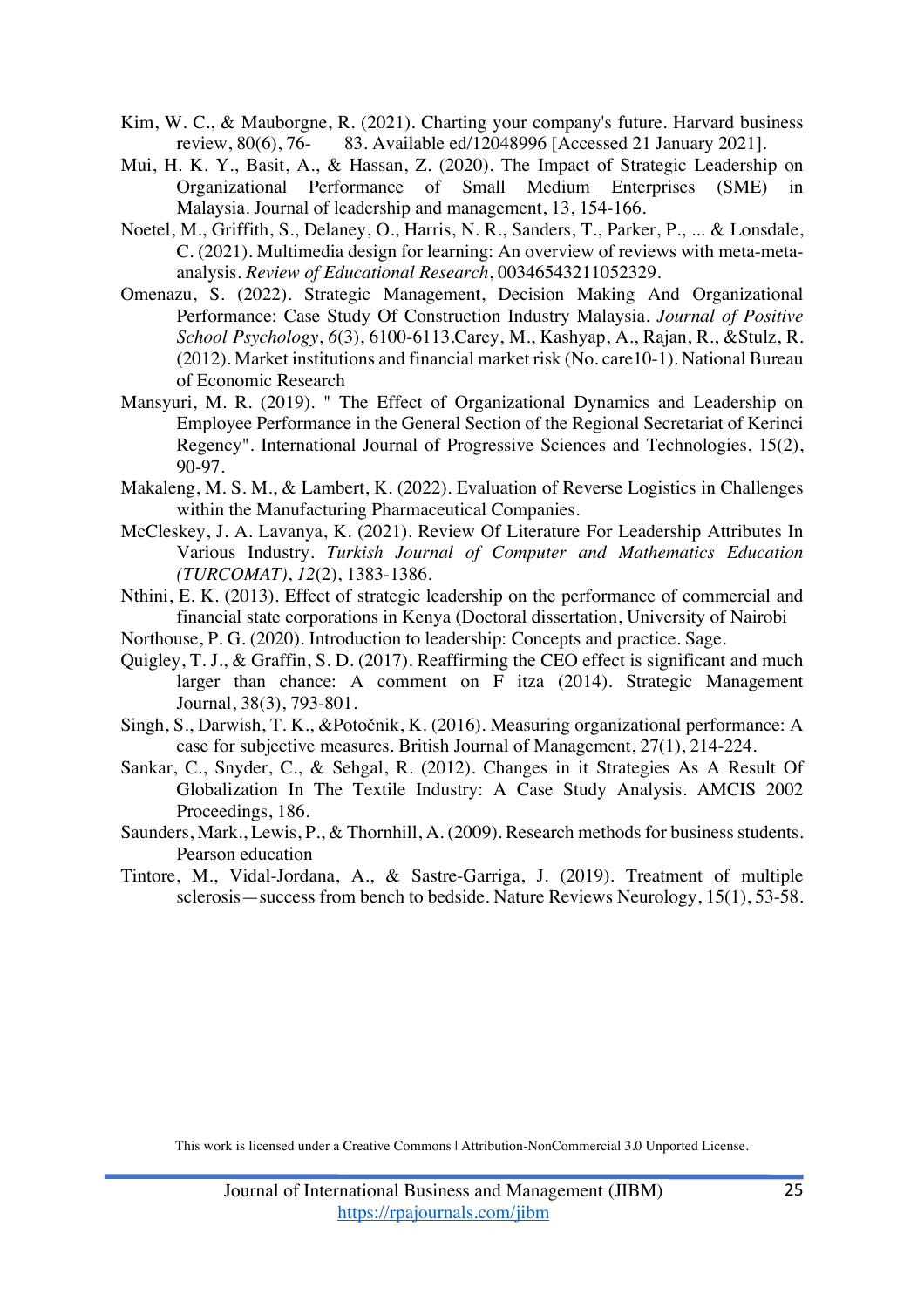Kim, W. C., & Mauborgne, R. (2021). Charting your company's future. Harvard business review, 80(6), 76- 83. Available ed/12048996 [Accessed 21 January 2021].

Mui, H. K. Y., Basit, A., & Hassan, Z. (2020). The Impact of Strategic Leadership on Organizational Performance of Small Medium Enterprises (SME) in Malaysia. Journal of leadership and management, 13, 154-166.

Noetel, M., Griffith, S., Delaney, O., Harris, N. R., Sanders, T., Parker, P., ... & Lonsdale, C. (2021). Multimedia design for learning: An overview of reviews with meta-meta-analysis. *Review of Educational Research*, 00346543211052329.

Omenazu, S. (2022). Strategic Management, Decision Making And Organizational Performance: Case Study Of Construction Industry Malaysia. *Journal of Positive School Psychology*, *6*(3), 6100-6113.Carey, M., Kashyap, A., Rajan, R., &Stulz, R. (2012). Market institutions and financial market risk (No. care10-1). National Bureau of Economic Research

Mansyuri, M. R. (2019). " The Effect of Organizational Dynamics and Leadership on Employee Performance in the General Section of the Regional Secretariat of Kerinci Regency". International Journal of Progressive Sciences and Technologies, 15(2), 90-97.

Makaleng, M. S. M., & Lambert, K. (2022). Evaluation of Reverse Logistics in Challenges within the Manufacturing Pharmaceutical Companies.

McCleskey, J. A. Lavanya, K. (2021). Review Of Literature For Leadership Attributes In Various Industry. *Turkish Journal of Computer and Mathematics Education (TURCOMAT)*, *12*(2), 1383-1386.

Nthini, E. K. (2013). Effect of strategic leadership on the performance of commercial and financial state corporations in Kenya (Doctoral dissertation, University of Nairobi

Northouse, P. G. (2020). Introduction to leadership: Concepts and practice. Sage.

Quigley, T. J., & Graffin, S. D. (2017). Reaffirming the CEO effect is significant and much larger than chance: A comment on F itza (2014). Strategic Management Journal, 38(3), 793-801.

Singh, S., Darwish, T. K., &Potočnik, K. (2016). Measuring organizational performance: A case for subjective measures. British Journal of Management, 27(1), 214-224.

Sankar, C., Snyder, C., & Sehgal, R. (2012). Changes in it Strategies As A Result Of Globalization In The Textile Industry: A Case Study Analysis. AMCIS 2002 Proceedings, 186.

Saunders, Mark., Lewis, P., & Thornhill, A. (2009). Research methods for business students. Pearson education

Tintore, M., Vidal-Jordana, A., & Sastre-Garriga, J. (2019). Treatment of multiple sclerosis—success from bench to bedside. Nature Reviews Neurology, 15(1), 53-58.

This work is licensed under a Creative Commons | Attribution-NonCommercial 3.0 Unported License.